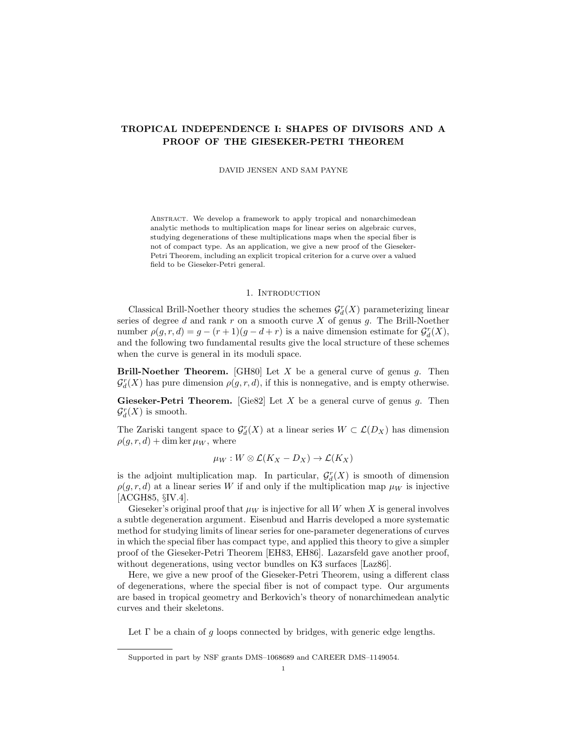# TROPICAL INDEPENDENCE I: SHAPES OF DIVISORS AND A PROOF OF THE GIESEKER-PETRI THEOREM

DAVID JENSEN AND SAM PAYNE

Abstract. We develop a framework to apply tropical and nonarchimedean analytic methods to multiplication maps for linear series on algebraic curves, studying degenerations of these multiplications maps when the special fiber is not of compact type. As an application, we give a new proof of the Gieseker-Petri Theorem, including an explicit tropical criterion for a curve over a valued field to be Gieseker-Petri general.

## 1. Introduction

Classical Brill-Noether theory studies the schemes $\mathcal{G}^r_d(X)$ parameterizing linear series of degree $d$ and rank $r$ on a smooth curve $X$ of genus $g$. The Brill-Noether number $\rho(g,r,d) = g - (r+1)(g-d+r)$ is a naive dimension estimate for $\mathcal{G}^r_d(X)$, and the following two fundamental results give the local structure of these schemes when the curve is general in its moduli space.

**Brill-Noether Theorem.** [GH80] Let $X$ be a general curve of genus $g$. Then $\mathcal{G}^r_d(X)$ has pure dimension $\rho(g,r,d)$, if this is nonnegative, and is empty otherwise.

**Gieseker-Petri Theorem.** [Gie82] Let $X$ be a general curve of genus $g$. Then $\mathcal{G}^r_d(X)$ is smooth.

The Zariski tangent space to $\mathcal{G}^r_d(X)$ at a linear series $W \subset \mathcal{L}(D_X)$ has dimension $\rho(g,r,d) + \dim \ker \mu_W$, where

$$\mu_W : W \otimes \mathcal{L}(K_X - D_X) \to \mathcal{L}(K_X)$$

is the adjoint multiplication map. In particular, $\mathcal{G}^r_d(X)$ is smooth of dimension $\rho(g,r,d)$ at a linear series $W$ if and only if the multiplication map $\mu_W$ is injective [ACGH85, §IV.4].

Gieseker's original proof that $\mu_W$ is injective for all $W$ when $X$ is general involves a subtle degeneration argument. Eisenbud and Harris developed a more systematic method for studying limits of linear series for one-parameter degenerations of curves in which the special fiber has compact type, and applied this theory to give a simpler proof of the Gieseker-Petri Theorem [EH83, EH86]. Lazarsfeld gave another proof, without degenerations, using vector bundles on K3 surfaces [Laz86].

Here, we give a new proof of the Gieseker-Petri Theorem, using a different class of degenerations, where the special fiber is not of compact type. Our arguments are based in tropical geometry and Berkovich's theory of nonarchimedean analytic curves and their skeletons.

Let $\Gamma$ be a chain of $g$ loops connected by bridges, with generic edge lengths.

Supported in part by NSF grants DMS–1068689 and CAREER DMS–1149054.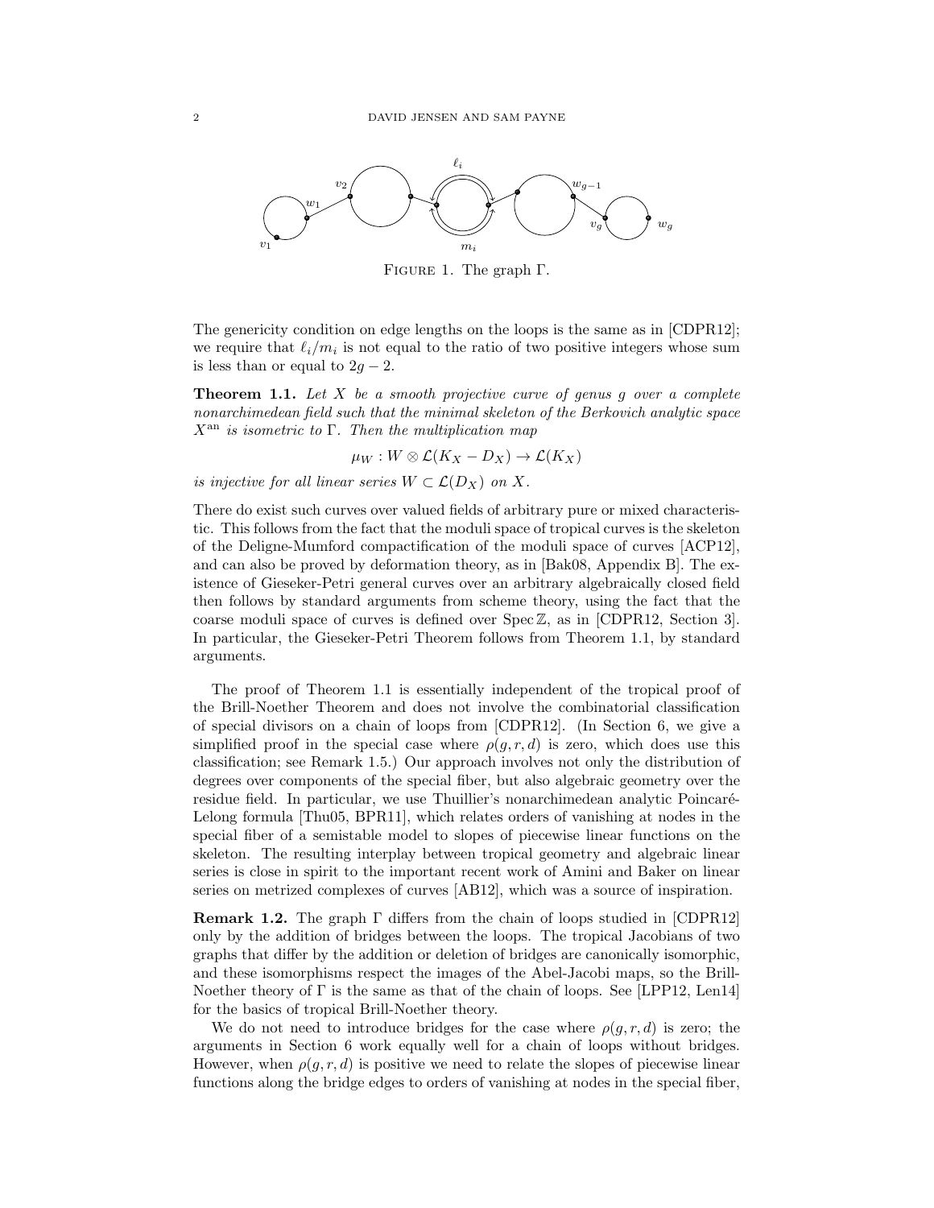FIGURE 1. The graph $\Gamma$.

The genericity condition on edge lengths on the loops is the same as in [CDPR12]; we require that $\ell_i/m_i$ is not equal to the ratio of two positive integers whose sum is less than or equal to $2g-2$.

**Theorem 1.1.** *Let $X$ be a smooth projective curve of genus $g$ over a complete nonarchimedean field such that the minimal skeleton of the Berkovich analytic space $X^{\mathrm{an}}$ is isometric to $\Gamma$. Then the multiplication map*

$$\mu_W : W \otimes \mathcal{L}(K_X - D_X) \to \mathcal{L}(K_X)$$

*is injective for all linear series $W \subset \mathcal{L}(D_X)$ on $X$.*

There do exist such curves over valued fields of arbitrary pure or mixed characteristic. This follows from the fact that the moduli space of tropical curves is the skeleton of the Deligne-Mumford compactification of the moduli space of curves [ACP12], and can also be proved by deformation theory, as in [Bak08, Appendix B]. The existence of Gieseker-Petri general curves over an arbitrary algebraically closed field then follows by standard arguments from scheme theory, using the fact that the coarse moduli space of curves is defined over $\operatorname{Spec} \mathbb{Z}$, as in [CDPR12, Section 3]. In particular, the Gieseker-Petri Theorem follows from Theorem 1.1, by standard arguments.

The proof of Theorem 1.1 is essentially independent of the tropical proof of the Brill-Noether Theorem and does not involve the combinatorial classification of special divisors on a chain of loops from [CDPR12]. (In Section 6, we give a simplified proof in the special case where $\rho(g, r, d)$ is zero, which does use this classification; see Remark 1.5.) Our approach involves not only the distribution of degrees over components of the special fiber, but also algebraic geometry over the residue field. In particular, we use Thuillier's nonarchimedean analytic Poincaré-Lelong formula [Thu05, BPR11], which relates orders of vanishing at nodes in the special fiber of a semistable model to slopes of piecewise linear functions on the skeleton. The resulting interplay between tropical geometry and algebraic linear series is close in spirit to the important recent work of Amini and Baker on linear series on metrized complexes of curves [AB12], which was a source of inspiration.

**Remark 1.2.** The graph $\Gamma$ differs from the chain of loops studied in [CDPR12] only by the addition of bridges between the loops. The tropical Jacobians of two graphs that differ by the addition or deletion of bridges are canonically isomorphic, and these isomorphisms respect the images of the Abel-Jacobi maps, so the Brill-Noether theory of $\Gamma$ is the same as that of the chain of loops. See [LPP12, Len14] for the basics of tropical Brill-Noether theory.

We do not need to introduce bridges for the case where $\rho(g, r, d)$ is zero; the arguments in Section 6 work equally well for a chain of loops without bridges. However, when $\rho(g, r, d)$ is positive we need to relate the slopes of piecewise linear functions along the bridge edges to orders of vanishing at nodes in the special fiber,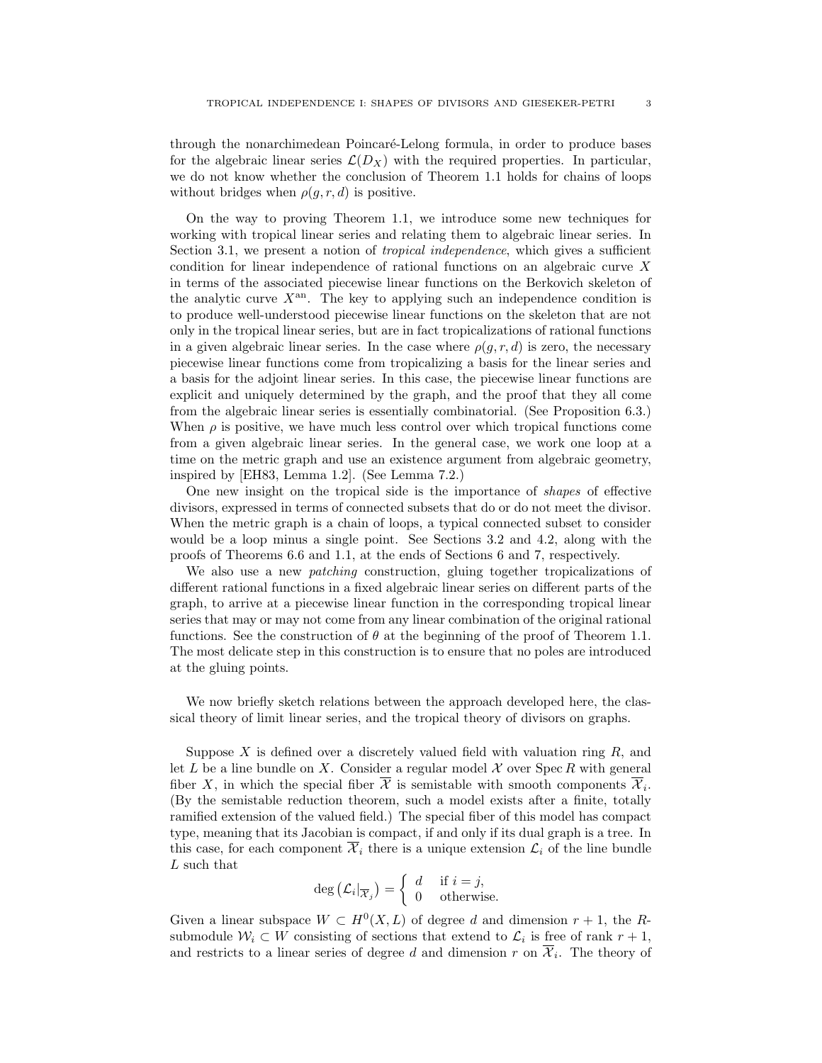through the nonarchimedean Poincaré-Lelong formula, in order to produce bases for the algebraic linear series $\mathcal{L}(D_X)$ with the required properties. In particular, we do not know whether the conclusion of Theorem 1.1 holds for chains of loops without bridges when $\rho(g, r, d)$ is positive.

On the way to proving Theorem 1.1, we introduce some new techniques for working with tropical linear series and relating them to algebraic linear series. In Section 3.1, we present a notion of *tropical independence*, which gives a sufficient condition for linear independence of rational functions on an algebraic curve $X$ in terms of the associated piecewise linear functions on the Berkovich skeleton of the analytic curve $X^{\mathrm{an}}$. The key to applying such an independence condition is to produce well-understood piecewise linear functions on the skeleton that are not only in the tropical linear series, but are in fact tropicalizations of rational functions in a given algebraic linear series. In the case where $\rho(g, r, d)$ is zero, the necessary piecewise linear functions come from tropicalizing a basis for the linear series and a basis for the adjoint linear series. In this case, the piecewise linear functions are explicit and uniquely determined by the graph, and the proof that they all come from the algebraic linear series is essentially combinatorial. (See Proposition 6.3.) When $\rho$ is positive, we have much less control over which tropical functions come from a given algebraic linear series. In the general case, we work one loop at a time on the metric graph and use an existence argument from algebraic geometry, inspired by [EH83, Lemma 1.2]. (See Lemma 7.2.)

One new insight on the tropical side is the importance of *shapes* of effective divisors, expressed in terms of connected subsets that do or do not meet the divisor. When the metric graph is a chain of loops, a typical connected subset to consider would be a loop minus a single point. See Sections 3.2 and 4.2, along with the proofs of Theorems 6.6 and 1.1, at the ends of Sections 6 and 7, respectively.

We also use a new *patching* construction, gluing together tropicalizations of different rational functions in a fixed algebraic linear series on different parts of the graph, to arrive at a piecewise linear function in the corresponding tropical linear series that may or may not come from any linear combination of the original rational functions. See the construction of $\theta$ at the beginning of the proof of Theorem 1.1. The most delicate step in this construction is to ensure that no poles are introduced at the gluing points.

We now briefly sketch relations between the approach developed here, the classical theory of limit linear series, and the tropical theory of divisors on graphs.

Suppose $X$ is defined over a discretely valued field with valuation ring $R$, and let $L$ be a line bundle on $X$. Consider a regular model $\mathcal{X}$ over $\operatorname{Spec} R$ with general fiber $X$, in which the special fiber $\overline{\mathcal{X}}$ is semistable with smooth components $\overline{\mathcal{X}}_i$. (By the semistable reduction theorem, such a model exists after a finite, totally ramified extension of the valued field.) The special fiber of this model has compact type, meaning that its Jacobian is compact, if and only if its dual graph is a tree. In this case, for each component $\overline{\mathcal{X}}_i$ there is a unique extension $\mathcal{L}_i$ of the line bundle $L$ such that

$$\deg\left(\mathcal{L}_i|_{\overline{\mathcal{X}}_j}\right) = \begin{cases} d & \text{if } i = j, \\ 0 & \text{otherwise.} \end{cases}$$

Given a linear subspace $W \subset H^0(X, L)$ of degree $d$ and dimension $r + 1$, the $R$-submodule $\mathcal{W}_i \subset W$ consisting of sections that extend to $\mathcal{L}_i$ is free of rank $r + 1$, and restricts to a linear series of degree $d$ and dimension $r$ on $\overline{\mathcal{X}}_i$. The theory of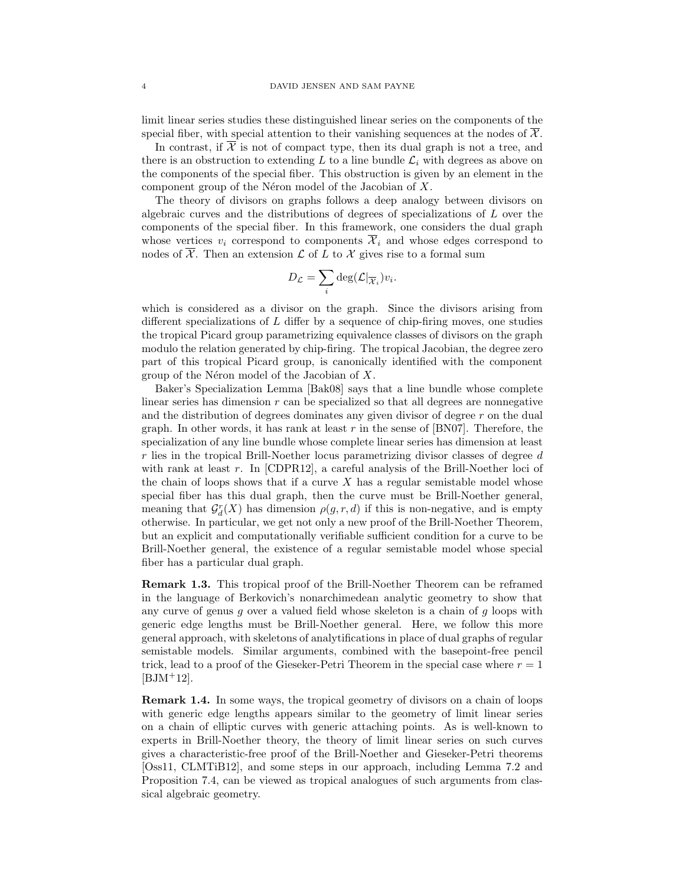limit linear series studies these distinguished linear series on the components of the special fiber, with special attention to their vanishing sequences at the nodes of $\overline{\mathcal{X}}$.

In contrast, if $\overline{\mathcal{X}}$ is not of compact type, then its dual graph is not a tree, and there is an obstruction to extending $L$ to a line bundle $\mathcal{L}_i$ with degrees as above on the components of the special fiber. This obstruction is given by an element in the component group of the Néron model of the Jacobian of $X$.

The theory of divisors on graphs follows a deep analogy between divisors on algebraic curves and the distributions of degrees of specializations of $L$ over the components of the special fiber. In this framework, one considers the dual graph whose vertices $v_i$ correspond to components $\overline{\mathcal{X}}_i$ and whose edges correspond to nodes of $\overline{\mathcal{X}}$. Then an extension $\mathcal{L}$ of $L$ to $\mathcal{X}$ gives rise to a formal sum

$$D_{\mathcal{L}} = \sum_i \deg(\mathcal{L}|_{\overline{\mathcal{X}}_i}) v_i.$$

which is considered as a divisor on the graph. Since the divisors arising from different specializations of $L$ differ by a sequence of chip-firing moves, one studies the tropical Picard group parametrizing equivalence classes of divisors on the graph modulo the relation generated by chip-firing. The tropical Jacobian, the degree zero part of this tropical Picard group, is canonically identified with the component group of the Néron model of the Jacobian of $X$.

Baker's Specialization Lemma [Bak08] says that a line bundle whose complete linear series has dimension $r$ can be specialized so that all degrees are nonnegative and the distribution of degrees dominates any given divisor of degree $r$ on the dual graph. In other words, it has rank at least $r$ in the sense of [BN07]. Therefore, the specialization of any line bundle whose complete linear series has dimension at least $r$ lies in the tropical Brill-Noether locus parametrizing divisor classes of degree $d$ with rank at least $r$. In [CDPR12], a careful analysis of the Brill-Noether loci of the chain of loops shows that if a curve $X$ has a regular semistable model whose special fiber has this dual graph, then the curve must be Brill-Noether general, meaning that $\mathcal{G}^r_d(X)$ has dimension $\rho(g, r, d)$ if this is non-negative, and is empty otherwise. In particular, we get not only a new proof of the Brill-Noether Theorem, but an explicit and computationally verifiable sufficient condition for a curve to be Brill-Noether general, the existence of a regular semistable model whose special fiber has a particular dual graph.

**Remark 1.3.** This tropical proof of the Brill-Noether Theorem can be reframed in the language of Berkovich's nonarchimedean analytic geometry to show that any curve of genus $g$ over a valued field whose skeleton is a chain of $g$ loops with generic edge lengths must be Brill-Noether general. Here, we follow this more general approach, with skeletons of analytifications in place of dual graphs of regular semistable models. Similar arguments, combined with the basepoint-free pencil trick, lead to a proof of the Gieseker-Petri Theorem in the special case where $r = 1$ [BJM+12].

**Remark 1.4.** In some ways, the tropical geometry of divisors on a chain of loops with generic edge lengths appears similar to the geometry of limit linear series on a chain of elliptic curves with generic attaching points. As is well-known to experts in Brill-Noether theory, the theory of limit linear series on such curves gives a characteristic-free proof of the Brill-Noether and Gieseker-Petri theorems [Oss11, CLMTiB12], and some steps in our approach, including Lemma 7.2 and Proposition 7.4, can be viewed as tropical analogues of such arguments from classical algebraic geometry.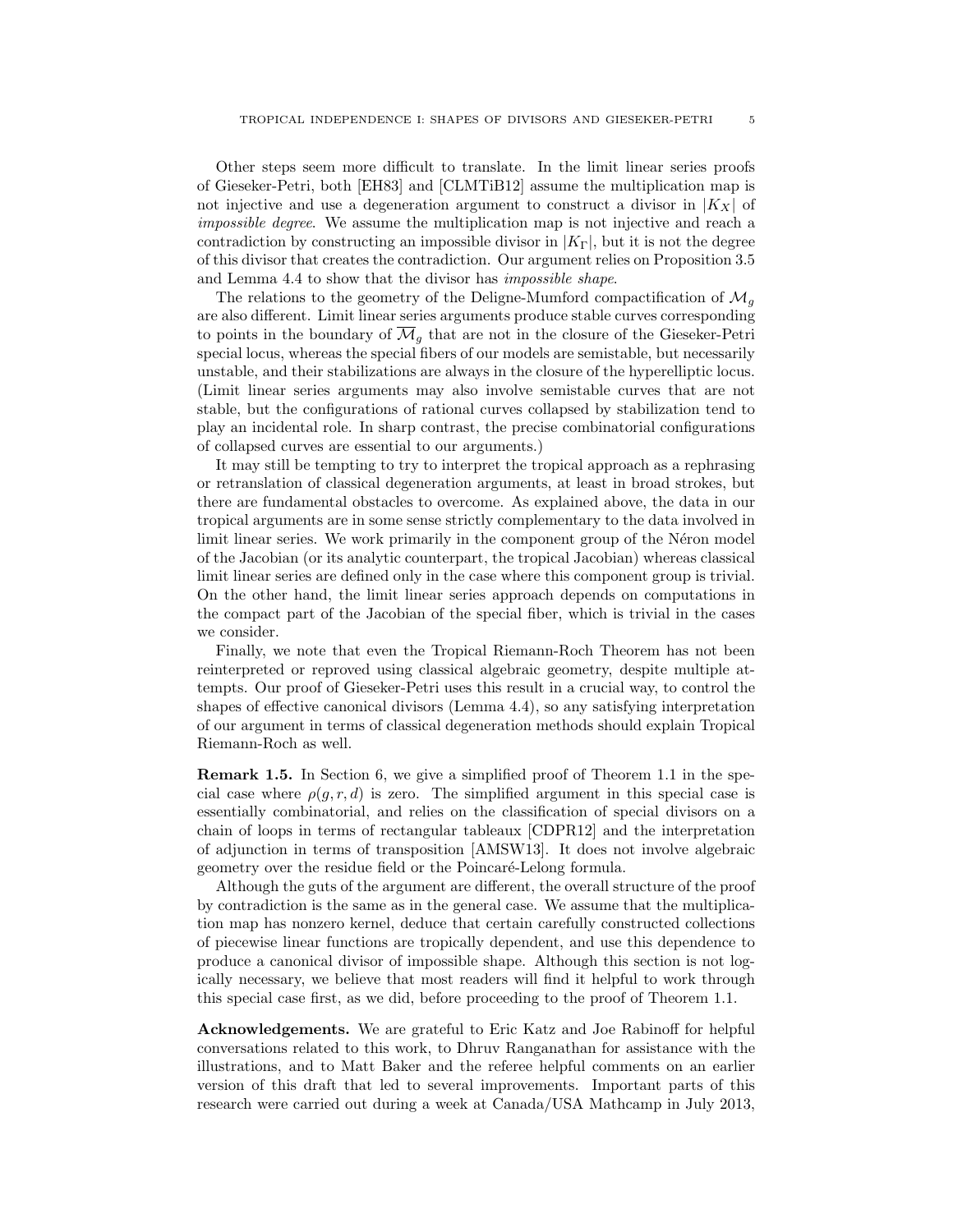Other steps seem more difficult to translate. In the limit linear series proofs of Gieseker-Petri, both [EH83] and [CLMTiB12] assume the multiplication map is not injective and use a degeneration argument to construct a divisor in $|K_X|$ of *impossible degree*. We assume the multiplication map is not injective and reach a contradiction by constructing an impossible divisor in $|K_\Gamma|$, but it is not the degree of this divisor that creates the contradiction. Our argument relies on Proposition 3.5 and Lemma 4.4 to show that the divisor has *impossible shape*.

The relations to the geometry of the Deligne-Mumford compactification of $\mathcal{M}_g$ are also different. Limit linear series arguments produce stable curves corresponding to points in the boundary of $\overline{\mathcal{M}}_g$ that are not in the closure of the Gieseker-Petri special locus, whereas the special fibers of our models are semistable, but necessarily unstable, and their stabilizations are always in the closure of the hyperelliptic locus. (Limit linear series arguments may also involve semistable curves that are not stable, but the configurations of rational curves collapsed by stabilization tend to play an incidental role. In sharp contrast, the precise combinatorial configurations of collapsed curves are essential to our arguments.)

It may still be tempting to try to interpret the tropical approach as a rephrasing or retranslation of classical degeneration arguments, at least in broad strokes, but there are fundamental obstacles to overcome. As explained above, the data in our tropical arguments are in some sense strictly complementary to the data involved in limit linear series. We work primarily in the component group of the Néron model of the Jacobian (or its analytic counterpart, the tropical Jacobian) whereas classical limit linear series are defined only in the case where this component group is trivial. On the other hand, the limit linear series approach depends on computations in the compact part of the Jacobian of the special fiber, which is trivial in the cases we consider.

Finally, we note that even the Tropical Riemann-Roch Theorem has not been reinterpreted or reproved using classical algebraic geometry, despite multiple attempts. Our proof of Gieseker-Petri uses this result in a crucial way, to control the shapes of effective canonical divisors (Lemma 4.4), so any satisfying interpretation of our argument in terms of classical degeneration methods should explain Tropical Riemann-Roch as well.

**Remark 1.5.** In Section 6, we give a simplified proof of Theorem 1.1 in the special case where $\rho(g, r, d)$ is zero. The simplified argument in this special case is essentially combinatorial, and relies on the classification of special divisors on a chain of loops in terms of rectangular tableaux [CDPR12] and the interpretation of adjunction in terms of transposition [AMSW13]. It does not involve algebraic geometry over the residue field or the Poincaré-Lelong formula.

Although the guts of the argument are different, the overall structure of the proof by contradiction is the same as in the general case. We assume that the multiplication map has nonzero kernel, deduce that certain carefully constructed collections of piecewise linear functions are tropically dependent, and use this dependence to produce a canonical divisor of impossible shape. Although this section is not logically necessary, we believe that most readers will find it helpful to work through this special case first, as we did, before proceeding to the proof of Theorem 1.1.

**Acknowledgements.** We are grateful to Eric Katz and Joe Rabinoff for helpful conversations related to this work, to Dhruv Ranganathan for assistance with the illustrations, and to Matt Baker and the referee helpful comments on an earlier version of this draft that led to several improvements. Important parts of this research were carried out during a week at Canada/USA Mathcamp in July 2013,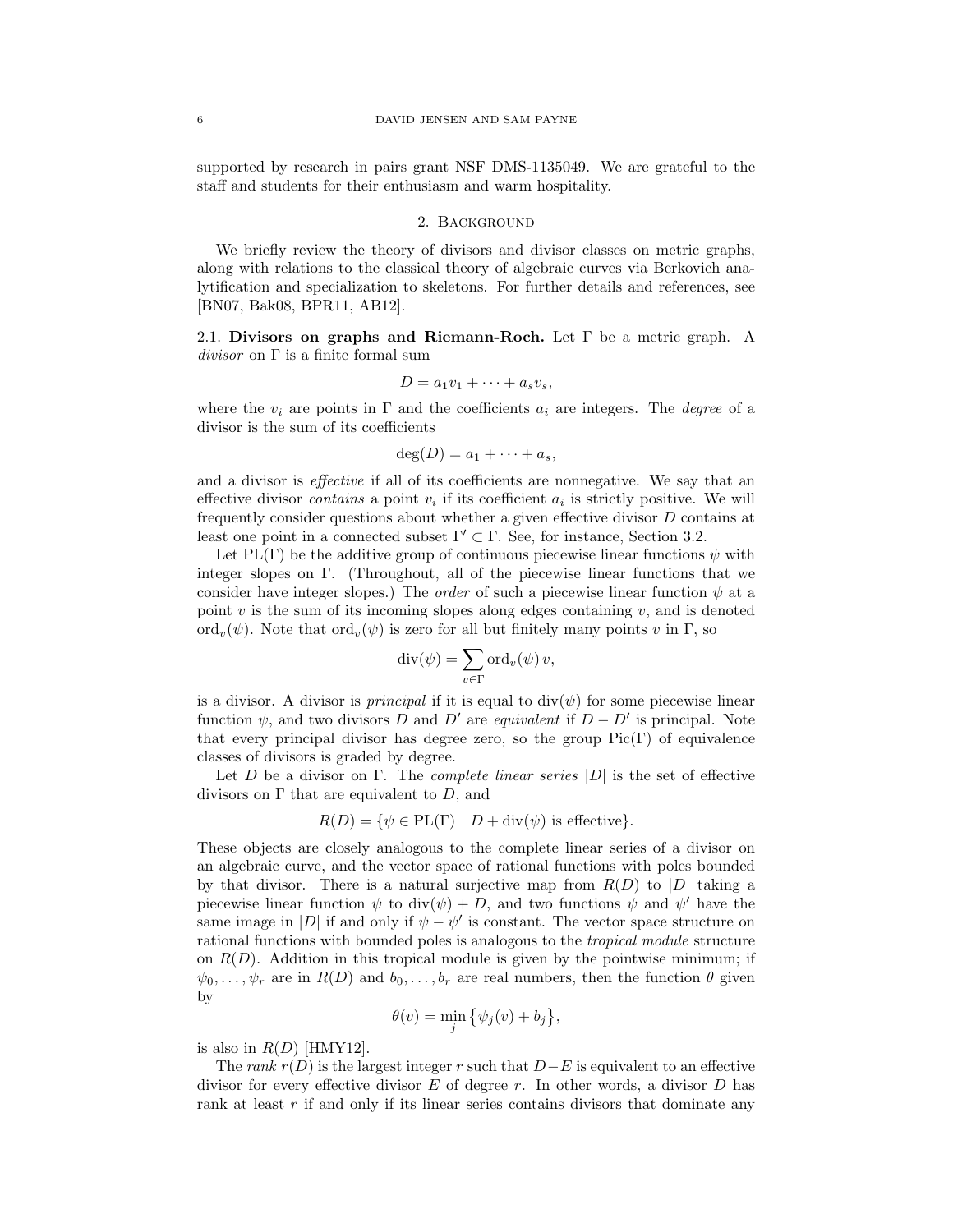supported by research in pairs grant NSF DMS-1135049. We are grateful to the staff and students for their enthusiasm and warm hospitality.

## 2. Background

We briefly review the theory of divisors and divisor classes on metric graphs, along with relations to the classical theory of algebraic curves via Berkovich analytification and specialization to skeletons. For further details and references, see [BN07, Bak08, BPR11, AB12].

### 2.1. Divisors on graphs and Riemann-Roch.

**2.1. Divisors on graphs and Riemann-Roch.** Let $\Gamma$ be a metric graph. A *divisor* on $\Gamma$ is a finite formal sum

$$D = a_1 v_1 + \cdots + a_s v_s,$$

where the $v_i$ are points in $\Gamma$ and the coefficients $a_i$ are integers. The *degree* of a divisor is the sum of its coefficients

$$\deg(D) = a_1 + \cdots + a_s,$$

and a divisor is *effective* if all of its coefficients are nonnegative. We say that an effective divisor *contains* a point $v_i$ if its coefficient $a_i$ is strictly positive. We will frequently consider questions about whether a given effective divisor $D$ contains at least one point in a connected subset $\Gamma' \subset \Gamma$. See, for instance, Section 3.2.

Let $\mathrm{PL}(\Gamma)$ be the additive group of continuous piecewise linear functions $\psi$ with integer slopes on $\Gamma$. (Throughout, all of the piecewise linear functions that we consider have integer slopes.) The *order* of such a piecewise linear function $\psi$ at a point $v$ is the sum of its incoming slopes along edges containing $v$, and is denoted $\mathrm{ord}_v(\psi)$. Note that $\mathrm{ord}_v(\psi)$ is zero for all but finitely many points $v$ in $\Gamma$, so

$$\mathrm{div}(\psi) = \sum_{v \in \Gamma} \mathrm{ord}_v(\psi)\, v,$$

is a divisor. A divisor is *principal* if it is equal to $\mathrm{div}(\psi)$ for some piecewise linear function $\psi$, and two divisors $D$ and $D'$ are *equivalent* if $D - D'$ is principal. Note that every principal divisor has degree zero, so the group $\mathrm{Pic}(\Gamma)$ of equivalence classes of divisors is graded by degree.

Let $D$ be a divisor on $\Gamma$. The *complete linear series* $|D|$ is the set of effective divisors on $\Gamma$ that are equivalent to $D$, and

$$R(D) = \{\psi \in \mathrm{PL}(\Gamma) \mid D + \mathrm{div}(\psi) \text{ is effective}\}.$$

These objects are closely analogous to the complete linear series of a divisor on an algebraic curve, and the vector space of rational functions with poles bounded by that divisor. There is a natural surjective map from $R(D)$ to $|D|$ taking a piecewise linear function $\psi$ to $\mathrm{div}(\psi) + D$, and two functions $\psi$ and $\psi'$ have the same image in $|D|$ if and only if $\psi - \psi'$ is constant. The vector space structure on rational functions with bounded poles is analogous to the *tropical module* structure on $R(D)$. Addition in this tropical module is given by the pointwise minimum; if $\psi_0, \ldots, \psi_r$ are in $R(D)$ and $b_0, \ldots, b_r$ are real numbers, then the function $\theta$ given by

$$\theta(v) = \min_j \big\{ \psi_j(v) + b_j \big\},$$

is also in $R(D)$ [HMY12].

The *rank* $r(D)$ is the largest integer $r$ such that $D - E$ is equivalent to an effective divisor for every effective divisor $E$ of degree $r$. In other words, a divisor $D$ has rank at least $r$ if and only if its linear series contains divisors that dominate any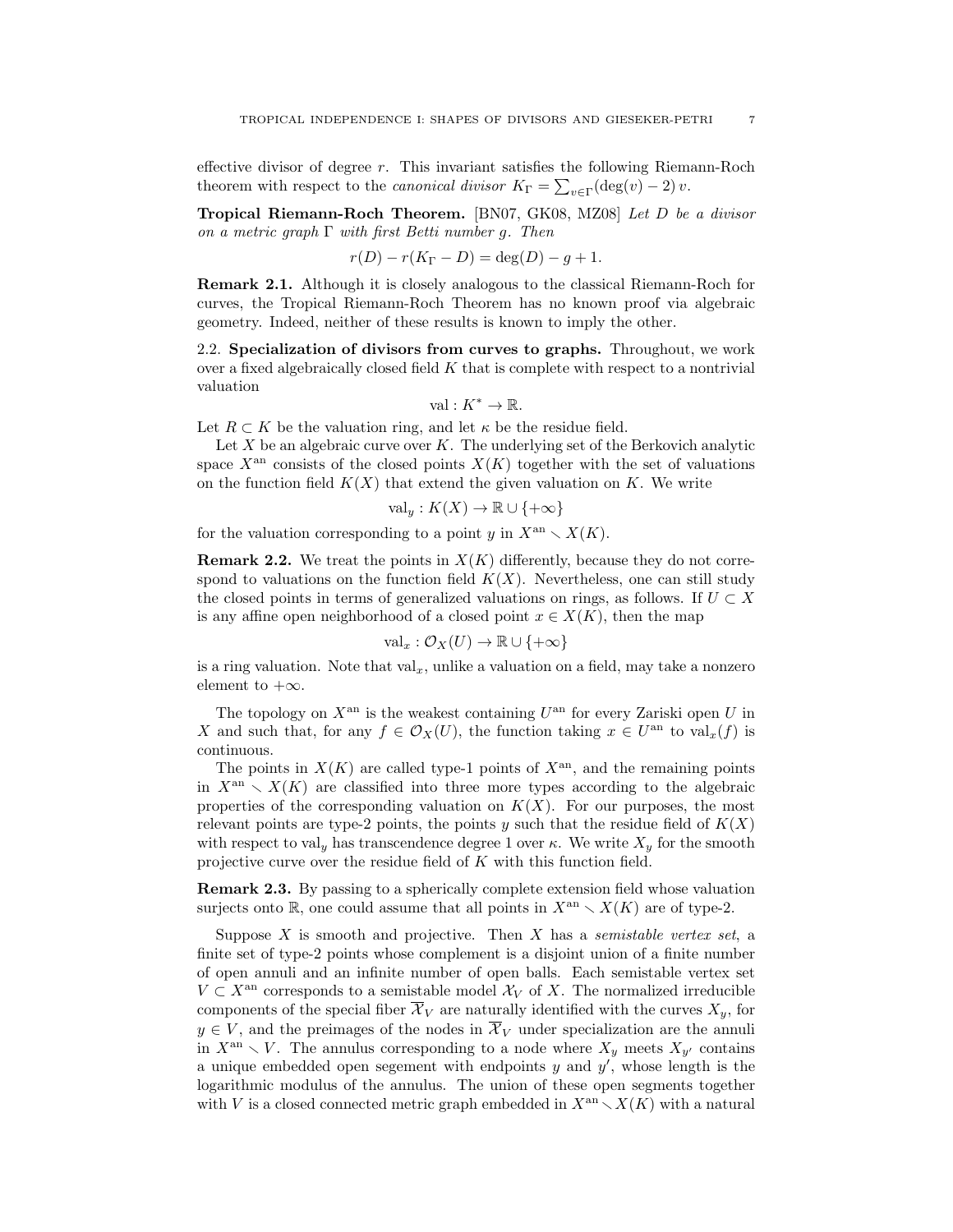effective divisor of degree $r$. This invariant satisfies the following Riemann-Roch theorem with respect to the *canonical divisor* $K_\Gamma = \sum_{v \in \Gamma} (\deg(v) - 2)\, v$.

**Tropical Riemann-Roch Theorem.** [BN07, GK08, MZ08] *Let $D$ be a divisor on a metric graph $\Gamma$ with first Betti number $g$. Then*

$$r(D) - r(K_\Gamma - D) = \deg(D) - g + 1.$$

**Remark 2.1.** Although it is closely analogous to the classical Riemann-Roch for curves, the Tropical Riemann-Roch Theorem has no known proof via algebraic geometry. Indeed, neither of these results is known to imply the other.

2.2. **Specialization of divisors from curves to graphs.** Throughout, we work over a fixed algebraically closed field $K$ that is complete with respect to a nontrivial valuation

$$\mathrm{val} : K^* \to \mathbb{R}.$$

Let $R \subset K$ be the valuation ring, and let $\kappa$ be the residue field.

Let $X$ be an algebraic curve over $K$. The underlying set of the Berkovich analytic space $X^{\mathrm{an}}$ consists of the closed points $X(K)$ together with the set of valuations on the function field $K(X)$ that extend the given valuation on $K$. We write

$$\mathrm{val}_y : K(X) \to \mathbb{R} \cup \{+\infty\}$$

for the valuation corresponding to a point $y$ in $X^{\mathrm{an}} \smallsetminus X(K)$.

**Remark 2.2.** We treat the points in $X(K)$ differently, because they do not correspond to valuations on the function field $K(X)$. Nevertheless, one can still study the closed points in terms of generalized valuations on rings, as follows. If $U \subset X$ is any affine open neighborhood of a closed point $x \in X(K)$, then the map

$$\mathrm{val}_x : \mathcal{O}_X(U) \to \mathbb{R} \cup \{+\infty\}$$

is a ring valuation. Note that $\mathrm{val}_x$, unlike a valuation on a field, may take a nonzero element to $+\infty$.

The topology on $X^{\mathrm{an}}$ is the weakest containing $U^{\mathrm{an}}$ for every Zariski open $U$ in $X$ and such that, for any $f \in \mathcal{O}_X(U)$, the function taking $x \in U^{\mathrm{an}}$ to $\mathrm{val}_x(f)$ is continuous.

The points in $X(K)$ are called type-1 points of $X^{\mathrm{an}}$, and the remaining points in $X^{\mathrm{an}} \smallsetminus X(K)$ are classified into three more types according to the algebraic properties of the corresponding valuation on $K(X)$. For our purposes, the most relevant points are type-2 points, the points $y$ such that the residue field of $K(X)$ with respect to $\mathrm{val}_y$ has transcendence degree 1 over $\kappa$. We write $X_y$ for the smooth projective curve over the residue field of $K$ with this function field.

**Remark 2.3.** By passing to a spherically complete extension field whose valuation surjects onto $\mathbb{R}$, one could assume that all points in $X^{\mathrm{an}} \smallsetminus X(K)$ are of type-2.

Suppose $X$ is smooth and projective. Then $X$ has a *semistable vertex set*, a finite set of type-2 points whose complement is a disjoint union of a finite number of open annuli and an infinite number of open balls. Each semistable vertex set $V \subset X^{\mathrm{an}}$ corresponds to a semistable model $\mathcal{X}_V$ of $X$. The normalized irreducible components of the special fiber $\overline{\mathcal{X}}_V$ are naturally identified with the curves $X_y$, for $y \in V$, and the preimages of the nodes in $\overline{\mathcal{X}}_V$ under specialization are the annuli in $X^{\mathrm{an}} \smallsetminus V$. The annulus corresponding to a node where $X_y$ meets $X_{y'}$ contains a unique embedded open segement with endpoints $y$ and $y'$, whose length is the logarithmic modulus of the annulus. The union of these open segments together with $V$ is a closed connected metric graph embedded in $X^{\mathrm{an}} \smallsetminus X(K)$ with a natural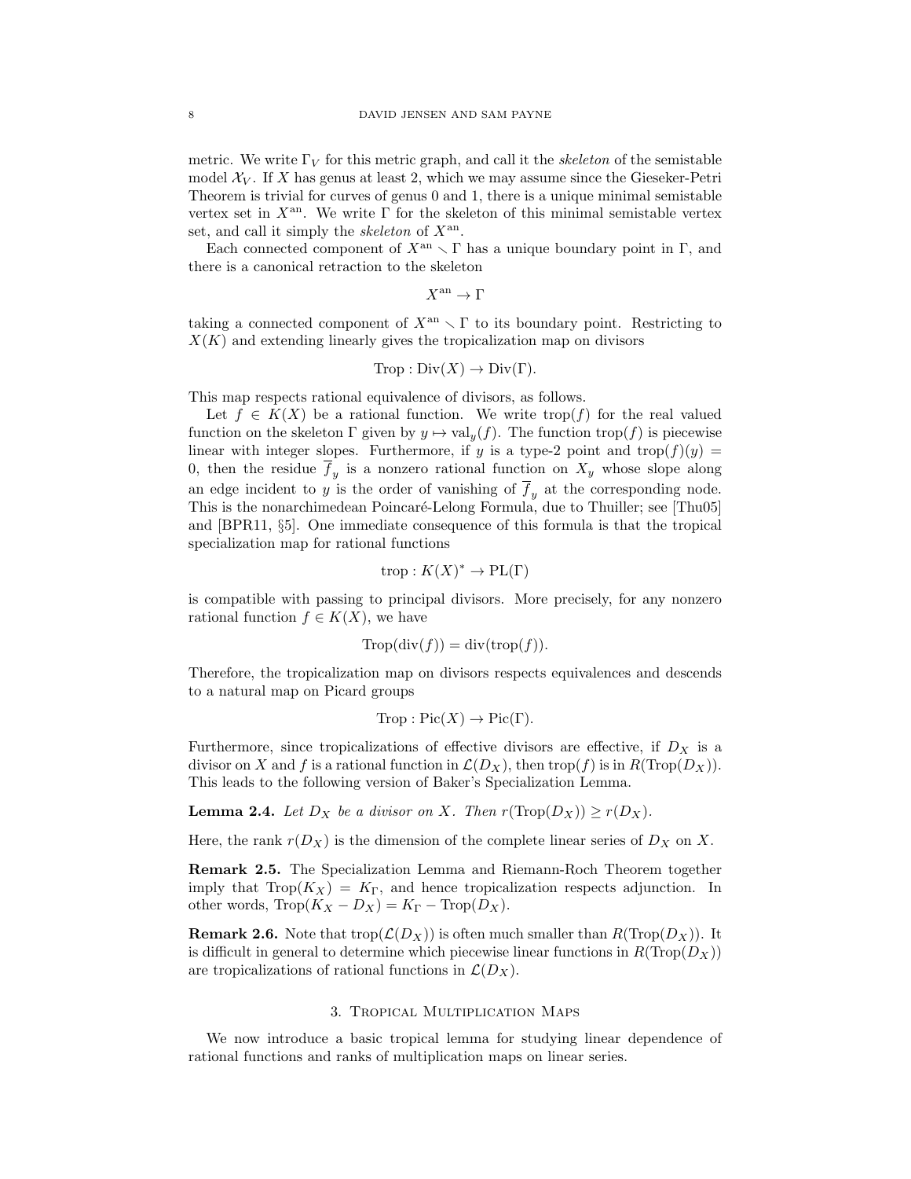metric. We write $\Gamma_V$ for this metric graph, and call it the *skeleton* of the semistable model $\mathcal{X}_V$. If $X$ has genus at least 2, which we may assume since the Gieseker-Petri Theorem is trivial for curves of genus 0 and 1, there is a unique minimal semistable vertex set in $X^{\mathrm{an}}$. We write $\Gamma$ for the skeleton of this minimal semistable vertex set, and call it simply the *skeleton* of $X^{\mathrm{an}}$.

Each connected component of $X^{\mathrm{an}} \smallsetminus \Gamma$ has a unique boundary point in $\Gamma$, and there is a canonical retraction to the skeleton

$$X^{\mathrm{an}} \to \Gamma$$

taking a connected component of $X^{\mathrm{an}} \smallsetminus \Gamma$ to its boundary point. Restricting to $X(K)$ and extending linearly gives the tropicalization map on divisors

$$\mathrm{Trop} : \mathrm{Div}(X) \to \mathrm{Div}(\Gamma).$$

This map respects rational equivalence of divisors, as follows.

Let $f \in K(X)$ be a rational function. We write $\mathrm{trop}(f)$ for the real valued function on the skeleton $\Gamma$ given by $y \mapsto \mathrm{val}_y(f)$. The function $\mathrm{trop}(f)$ is piecewise linear with integer slopes. Furthermore, if $y$ is a type-2 point and $\mathrm{trop}(f)(y) = 0$, then the residue $\overline{f}_y$ is a nonzero rational function on $X_y$ whose slope along an edge incident to $y$ is the order of vanishing of $\overline{f}_y$ at the corresponding node. This is the nonarchimedean Poincaré-Lelong Formula, due to Thuiller; see [Thu05] and [BPR11, §5]. One immediate consequence of this formula is that the tropical specialization map for rational functions

$$\mathrm{trop} : K(X)^* \to \mathrm{PL}(\Gamma)$$

is compatible with passing to principal divisors. More precisely, for any nonzero rational function $f \in K(X)$, we have

$$\mathrm{Trop}(\mathrm{div}(f)) = \mathrm{div}(\mathrm{trop}(f)).$$

Therefore, the tropicalization map on divisors respects equivalences and descends to a natural map on Picard groups

$$\mathrm{Trop} : \mathrm{Pic}(X) \to \mathrm{Pic}(\Gamma).$$

Furthermore, since tropicalizations of effective divisors are effective, if $D_X$ is a divisor on $X$ and $f$ is a rational function in $\mathcal{L}(D_X)$, then $\mathrm{trop}(f)$ is in $R(\mathrm{Trop}(D_X))$. This leads to the following version of Baker's Specialization Lemma.

**Lemma 2.4.** *Let $D_X$ be a divisor on $X$. Then $r(\mathrm{Trop}(D_X)) \geq r(D_X)$.*

Here, the rank $r(D_X)$ is the dimension of the complete linear series of $D_X$ on $X$.

**Remark 2.5.** The Specialization Lemma and Riemann-Roch Theorem together imply that $\mathrm{Trop}(K_X) = K_\Gamma$, and hence tropicalization respects adjunction. In other words, $\mathrm{Trop}(K_X - D_X) = K_\Gamma - \mathrm{Trop}(D_X)$.

**Remark 2.6.** Note that $\mathrm{trop}(\mathcal{L}(D_X))$ is often much smaller than $R(\mathrm{Trop}(D_X))$. It is difficult in general to determine which piecewise linear functions in $R(\mathrm{Trop}(D_X))$ are tropicalizations of rational functions in $\mathcal{L}(D_X)$.

## 3. Tropical Multiplication Maps

We now introduce a basic tropical lemma for studying linear dependence of rational functions and ranks of multiplication maps on linear series.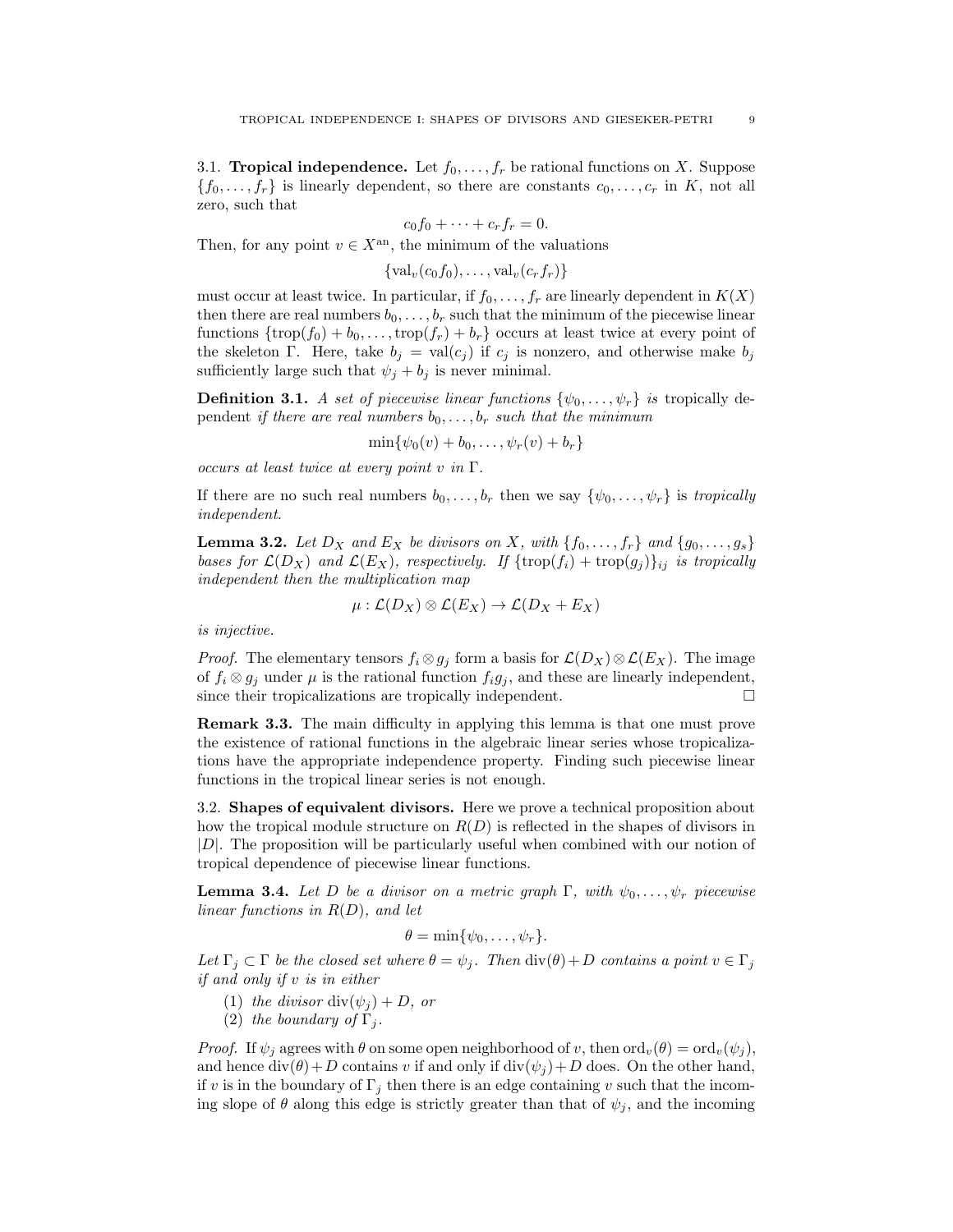### 3.1. Tropical independence.

Let $f_0, \ldots, f_r$ be rational functions on $X$. Suppose $\{f_0, \ldots, f_r\}$ is linearly dependent, so there are constants $c_0, \ldots, c_r$ in $K$, not all zero, such that

$$c_0 f_0 + \cdots + c_r f_r = 0.$$

Then, for any point $v \in X^{\mathrm{an}}$, the minimum of the valuations

$$\{\mathrm{val}_v(c_0 f_0), \ldots, \mathrm{val}_v(c_r f_r)\}$$

must occur at least twice. In particular, if $f_0, \ldots, f_r$ are linearly dependent in $K(X)$ then there are real numbers $b_0, \ldots, b_r$ such that the minimum of the piecewise linear functions $\{\mathrm{trop}(f_0) + b_0, \ldots, \mathrm{trop}(f_r) + b_r\}$ occurs at least twice at every point of the skeleton $\Gamma$. Here, take $b_j = \mathrm{val}(c_j)$ if $c_j$ is nonzero, and otherwise make $b_j$ sufficiently large such that $\psi_j + b_j$ is never minimal.

**Definition 3.1.** *A set of piecewise linear functions $\{\psi_0, \ldots, \psi_r\}$ is* tropically dependent *if there are real numbers $b_0, \ldots, b_r$ such that the minimum*

$$\min\{\psi_0(v) + b_0, \ldots, \psi_r(v) + b_r\}$$

*occurs at least twice at every point $v$ in $\Gamma$.*

If there are no such real numbers $b_0, \ldots, b_r$ then we say $\{\psi_0, \ldots, \psi_r\}$ is *tropically independent*.

**Lemma 3.2.** *Let $D_X$ and $E_X$ be divisors on $X$, with $\{f_0, \ldots, f_r\}$ and $\{g_0, \ldots, g_s\}$ bases for $\mathcal{L}(D_X)$ and $\mathcal{L}(E_X)$, respectively. If $\{\mathrm{trop}(f_i) + \mathrm{trop}(g_j)\}_{ij}$ is tropically independent then the multiplication map*

$$\mu : \mathcal{L}(D_X) \otimes \mathcal{L}(E_X) \to \mathcal{L}(D_X + E_X)$$

*is injective.*

*Proof.* The elementary tensors $f_i \otimes g_j$ form a basis for $\mathcal{L}(D_X) \otimes \mathcal{L}(E_X)$. The image of $f_i \otimes g_j$ under $\mu$ is the rational function $f_i g_j$, and these are linearly independent, since their tropicalizations are tropically independent. □

**Remark 3.3.** The main difficulty in applying this lemma is that one must prove the existence of rational functions in the algebraic linear series whose tropicalizations have the appropriate independence property. Finding such piecewise linear functions in the tropical linear series is not enough.

### 3.2. Shapes of equivalent divisors.

Here we prove a technical proposition about how the tropical module structure on $R(D)$ is reflected in the shapes of divisors in $|D|$. The proposition will be particularly useful when combined with our notion of tropical dependence of piecewise linear functions.

**Lemma 3.4.** *Let $D$ be a divisor on a metric graph $\Gamma$, with $\psi_0, \ldots, \psi_r$ piecewise linear functions in $R(D)$, and let*

$$\theta = \min\{\psi_0, \ldots, \psi_r\}.$$

*Let $\Gamma_j \subset \Gamma$ be the closed set where $\theta = \psi_j$. Then $\mathrm{div}(\theta) + D$ contains a point $v \in \Gamma_j$ if and only if $v$ is in either*

1. *the divisor $\mathrm{div}(\psi_j) + D$, or*
2. *the boundary of $\Gamma_j$.*

*Proof.* If $\psi_j$ agrees with $\theta$ on some open neighborhood of $v$, then $\mathrm{ord}_v(\theta) = \mathrm{ord}_v(\psi_j)$, and hence $\mathrm{div}(\theta) + D$ contains $v$ if and only if $\mathrm{div}(\psi_j) + D$ does. On the other hand, if $v$ is in the boundary of $\Gamma_j$ then there is an edge containing $v$ such that the incoming slope of $\theta$ along this edge is strictly greater than that of $\psi_j$, and the incoming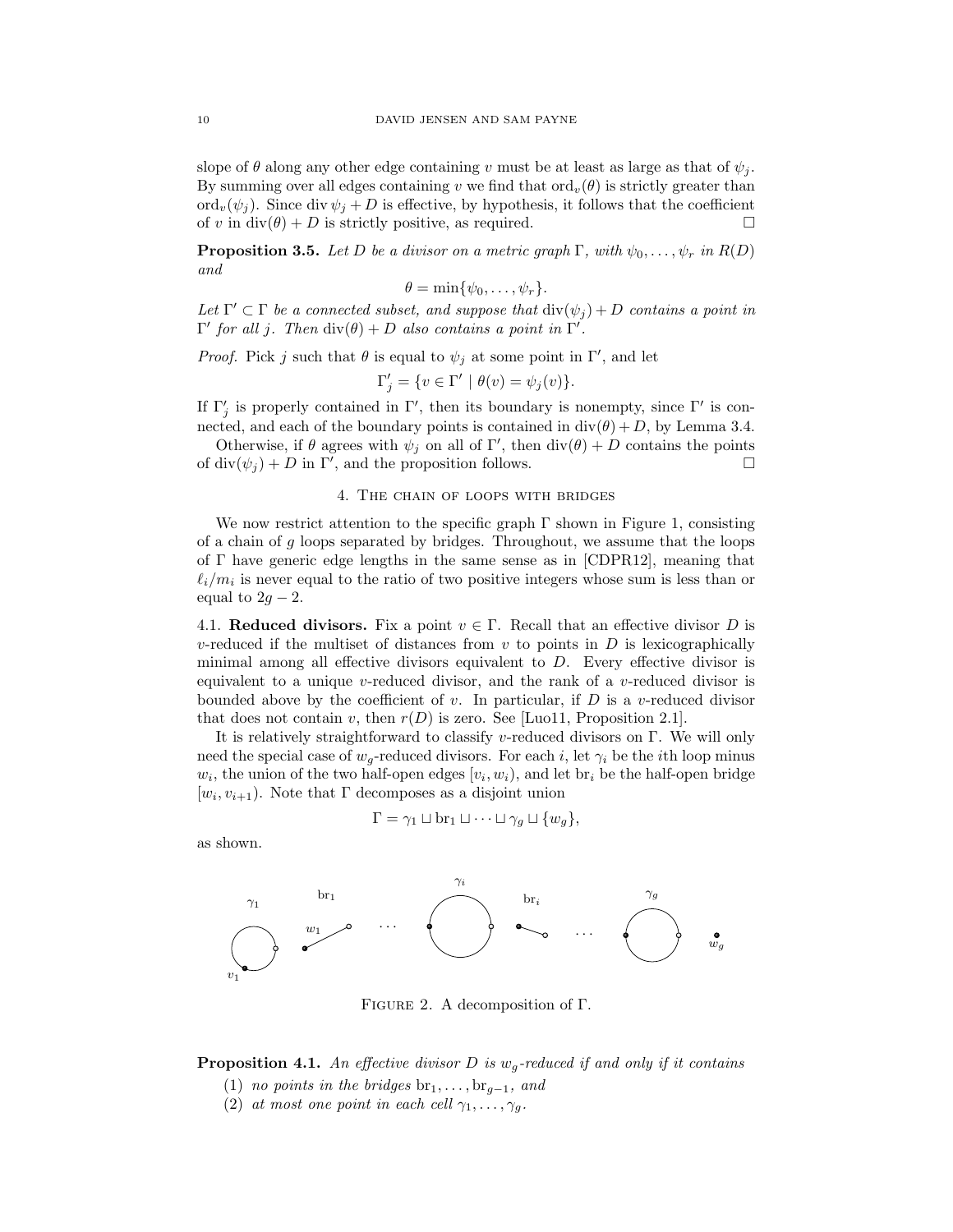slope of $\theta$ along any other edge containing $v$ must be at least as large as that of $\psi_j$. By summing over all edges containing $v$ we find that $\mathrm{ord}_v(\theta)$ is strictly greater than $\mathrm{ord}_v(\psi_j)$. Since $\operatorname{div} \psi_j + D$ is effective, by hypothesis, it follows that the coefficient of $v$ in $\operatorname{div}(\theta) + D$ is strictly positive, as required. □

**Proposition 3.5.** *Let $D$ be a divisor on a metric graph $\Gamma$, with $\psi_0, \ldots, \psi_r$ in $R(D)$ and*

$$\theta = \min\{\psi_0, \ldots, \psi_r\}.$$

*Let $\Gamma' \subset \Gamma$ be a connected subset, and suppose that $\operatorname{div}(\psi_j) + D$ contains a point in $\Gamma'$ for all $j$. Then $\operatorname{div}(\theta) + D$ also contains a point in $\Gamma'$.*

*Proof.* Pick $j$ such that $\theta$ is equal to $\psi_j$ at some point in $\Gamma'$, and let

$$\Gamma'_j = \{v \in \Gamma' \mid \theta(v) = \psi_j(v)\}.$$

If $\Gamma'_j$ is properly contained in $\Gamma'$, then its boundary is nonempty, since $\Gamma'$ is connected, and each of the boundary points is contained in $\operatorname{div}(\theta) + D$, by Lemma 3.4.

Otherwise, if $\theta$ agrees with $\psi_j$ on all of $\Gamma'$, then $\operatorname{div}(\theta) + D$ contains the points of $\operatorname{div}(\psi_j) + D$ in $\Gamma'$, and the proposition follows. □

## 4. The chain of loops with bridges

We now restrict attention to the specific graph $\Gamma$ shown in Figure 1, consisting of a chain of $g$ loops separated by bridges. Throughout, we assume that the loops of $\Gamma$ have generic edge lengths in the same sense as in [CDPR12], meaning that $\ell_i/m_i$ is never equal to the ratio of two positive integers whose sum is less than or equal to $2g - 2$.

**4.1. Reduced divisors.** Fix a point $v \in \Gamma$. Recall that an effective divisor $D$ is $v$-reduced if the multiset of distances from $v$ to points in $D$ is lexicographically minimal among all effective divisors equivalent to $D$. Every effective divisor is equivalent to a unique $v$-reduced divisor, and the rank of a $v$-reduced divisor is bounded above by the coefficient of $v$. In particular, if $D$ is a $v$-reduced divisor that does not contain $v$, then $r(D)$ is zero. See [Luo11, Proposition 2.1].

It is relatively straightforward to classify $v$-reduced divisors on $\Gamma$. We will only need the special case of $w_g$-reduced divisors. For each $i$, let $\gamma_i$ be the $i$th loop minus $w_i$, the union of the two half-open edges $[v_i, w_i)$, and let $\mathrm{br}_i$ be the half-open bridge $[w_i, v_{i+1})$. Note that $\Gamma$ decomposes as a disjoint union

$$\Gamma = \gamma_1 \sqcup \mathrm{br}_1 \sqcup \cdots \sqcup \gamma_g \sqcup \{w_g\},$$

as shown.

Figure 2. A decomposition of $\Gamma$.

**Proposition 4.1.** *An effective divisor $D$ is $w_g$-reduced if and only if it contains*

1. *no points in the bridges $\mathrm{br}_1, \ldots, \mathrm{br}_{g-1}$, and*
2. *at most one point in each cell $\gamma_1, \ldots, \gamma_g$.*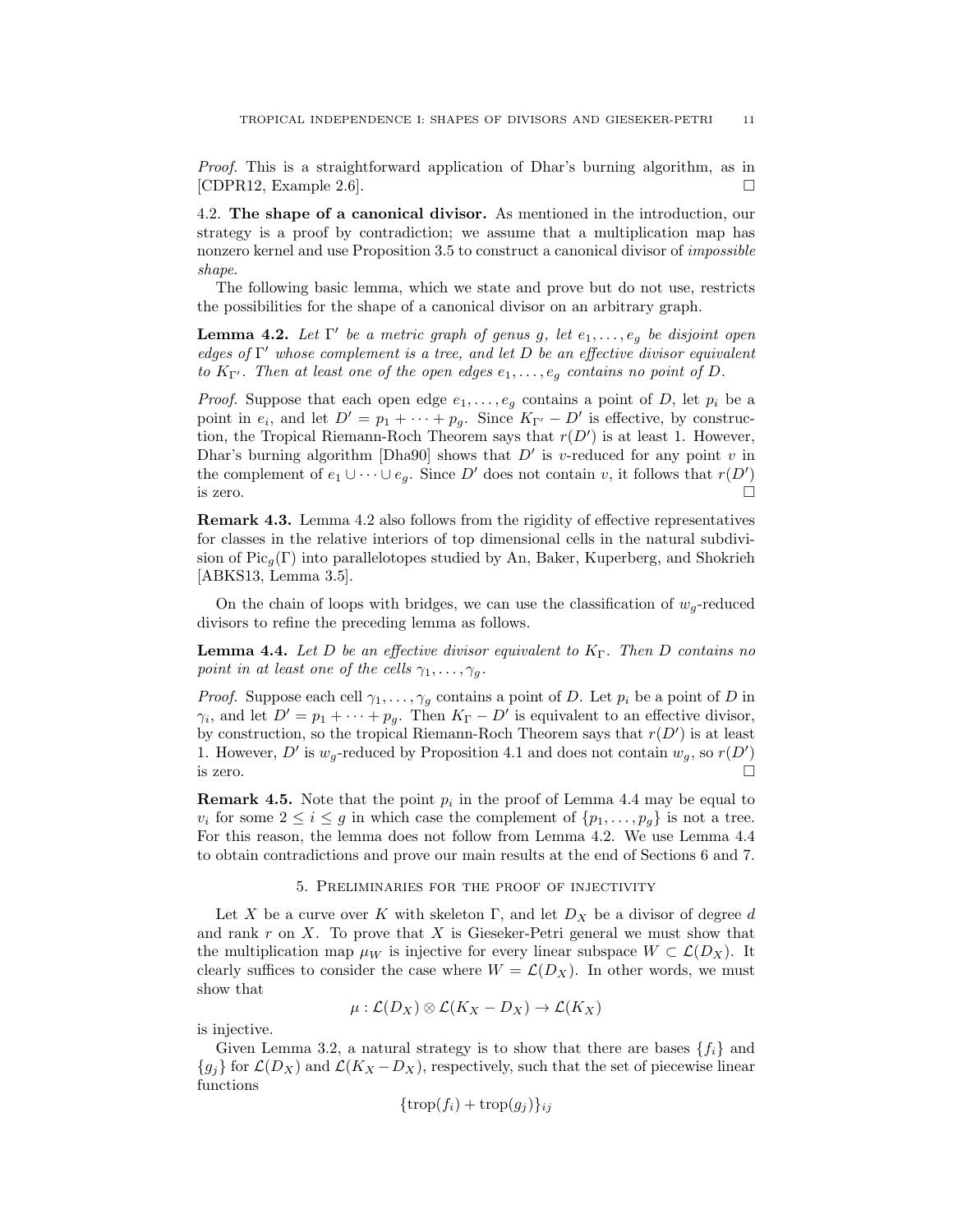*Proof.* This is a straightforward application of Dhar's burning algorithm, as in [CDPR12, Example 2.6]. □

### 4.2. The shape of a canonical divisor.

As mentioned in the introduction, our strategy is a proof by contradiction; we assume that a multiplication map has nonzero kernel and use Proposition 3.5 to construct a canonical divisor of *impossible shape*.

The following basic lemma, which we state and prove but do not use, restricts the possibilities for the shape of a canonical divisor on an arbitrary graph.

**Lemma 4.2.** *Let $\Gamma'$ be a metric graph of genus $g$, let $e_1, \ldots, e_g$ be disjoint open edges of $\Gamma'$ whose complement is a tree, and let $D$ be an effective divisor equivalent to $K_{\Gamma'}$. Then at least one of the open edges $e_1, \ldots, e_g$ contains no point of $D$.*

*Proof.* Suppose that each open edge $e_1, \ldots, e_g$ contains a point of $D$, let $p_i$ be a point in $e_i$, and let $D' = p_1 + \cdots + p_g$. Since $K_{\Gamma'} - D'$ is effective, by construction, the Tropical Riemann-Roch Theorem says that $r(D')$ is at least 1. However, Dhar's burning algorithm [Dha90] shows that $D'$ is $v$-reduced for any point $v$ in the complement of $e_1 \cup \cdots \cup e_g$. Since $D'$ does not contain $v$, it follows that $r(D')$ is zero. □

**Remark 4.3.** Lemma 4.2 also follows from the rigidity of effective representatives for classes in the relative interiors of top dimensional cells in the natural subdivision of $\mathrm{Pic}_g(\Gamma)$ into parallelotopes studied by An, Baker, Kuperberg, and Shokrieh [ABKS13, Lemma 3.5].

On the chain of loops with bridges, we can use the classification of $w_g$-reduced divisors to refine the preceding lemma as follows.

**Lemma 4.4.** *Let $D$ be an effective divisor equivalent to $K_\Gamma$. Then $D$ contains no point in at least one of the cells $\gamma_1, \ldots, \gamma_g$.*

*Proof.* Suppose each cell $\gamma_1, \ldots, \gamma_g$ contains a point of $D$. Let $p_i$ be a point of $D$ in $\gamma_i$, and let $D' = p_1 + \cdots + p_g$. Then $K_\Gamma - D'$ is equivalent to an effective divisor, by construction, so the tropical Riemann-Roch Theorem says that $r(D')$ is at least 1. However, $D'$ is $w_g$-reduced by Proposition 4.1 and does not contain $w_g$, so $r(D')$ is zero. □

**Remark 4.5.** Note that the point $p_i$ in the proof of Lemma 4.4 may be equal to $v_i$ for some $2 \leq i \leq g$ in which case the complement of $\{p_1, \ldots, p_g\}$ is not a tree. For this reason, the lemma does not follow from Lemma 4.2. We use Lemma 4.4 to obtain contradictions and prove our main results at the end of Sections 6 and 7.

## 5. Preliminaries for the proof of injectivity

Let $X$ be a curve over $K$ with skeleton $\Gamma$, and let $D_X$ be a divisor of degree $d$ and rank $r$ on $X$. To prove that $X$ is Gieseker-Petri general we must show that the multiplication map $\mu_W$ is injective for every linear subspace $W \subset \mathcal{L}(D_X)$. It clearly suffices to consider the case where $W = \mathcal{L}(D_X)$. In other words, we must show that

$$\mu : \mathcal{L}(D_X) \otimes \mathcal{L}(K_X - D_X) \to \mathcal{L}(K_X)$$

is injective.

Given Lemma 3.2, a natural strategy is to show that there are bases $\{f_i\}$ and $\{g_j\}$ for $\mathcal{L}(D_X)$ and $\mathcal{L}(K_X - D_X)$, respectively, such that the set of piecewise linear functions

$$\{\mathrm{trop}(f_i) + \mathrm{trop}(g_j)\}_{ij}$$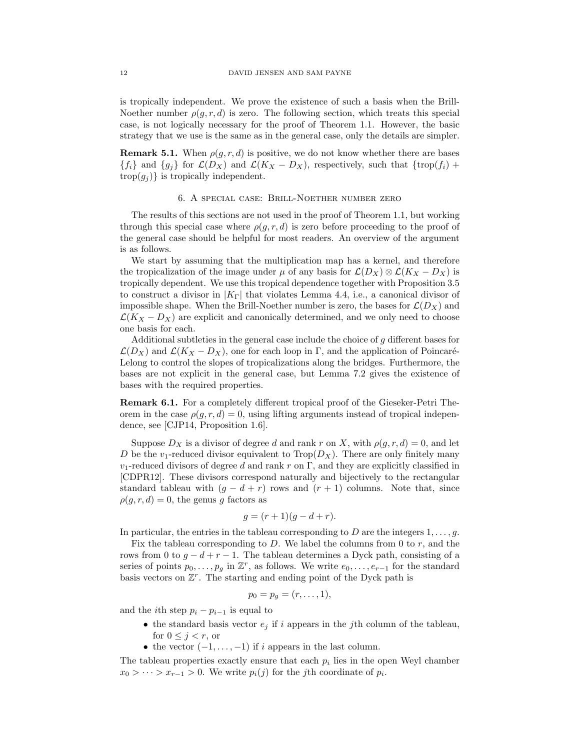is tropically independent. We prove the existence of such a basis when the Brill-Noether number $\rho(g, r, d)$ is zero. The following section, which treats this special case, is not logically necessary for the proof of Theorem 1.1. However, the basic strategy that we use is the same as in the general case, only the details are simpler.

**Remark 5.1.** When $\rho(g, r, d)$ is positive, we do not know whether there are bases $\{f_i\}$ and $\{g_j\}$ for $\mathcal{L}(D_X)$ and $\mathcal{L}(K_X - D_X)$, respectively, such that $\{\mathrm{trop}(f_i) + \mathrm{trop}(g_j)\}$ is tropically independent.

## 6. A special case: Brill-Noether number zero

The results of this sections are not used in the proof of Theorem 1.1, but working through this special case where $\rho(g, r, d)$ is zero before proceeding to the proof of the general case should be helpful for most readers. An overview of the argument is as follows.

We start by assuming that the multiplication map has a kernel, and therefore the tropicalization of the image under $\mu$ of any basis for $\mathcal{L}(D_X) \otimes \mathcal{L}(K_X - D_X)$ is tropically dependent. We use this tropical dependence together with Proposition 3.5 to construct a divisor in $|K_\Gamma|$ that violates Lemma 4.4, i.e., a canonical divisor of impossible shape. When the Brill-Noether number is zero, the bases for $\mathcal{L}(D_X)$ and $\mathcal{L}(K_X - D_X)$ are explicit and canonically determined, and we only need to choose one basis for each.

Additional subtleties in the general case include the choice of $g$ different bases for $\mathcal{L}(D_X)$ and $\mathcal{L}(K_X - D_X)$, one for each loop in $\Gamma$, and the application of Poincaré-Lelong to control the slopes of tropicalizations along the bridges. Furthermore, the bases are not explicit in the general case, but Lemma 7.2 gives the existence of bases with the required properties.

**Remark 6.1.** For a completely different tropical proof of the Gieseker-Petri Theorem in the case $\rho(g, r, d) = 0$, using lifting arguments instead of tropical independence, see [CJP14, Proposition 1.6].

Suppose $D_X$ is a divisor of degree $d$ and rank $r$ on $X$, with $\rho(g, r, d) = 0$, and let $D$ be the $v_1$-reduced divisor equivalent to $\mathrm{Trop}(D_X)$. There are only finitely many $v_1$-reduced divisors of degree $d$ and rank $r$ on $\Gamma$, and they are explicitly classified in [CDPR12]. These divisors correspond naturally and bijectively to the rectangular standard tableau with $(g - d + r)$ rows and $(r + 1)$ columns. Note that, since $\rho(g, r, d) = 0$, the genus $g$ factors as

$$g = (r + 1)(g - d + r).$$

In particular, the entries in the tableau corresponding to $D$ are the integers $1, \ldots, g$.

Fix the tableau corresponding to $D$. We label the columns from $0$ to $r$, and the rows from $0$ to $g - d + r - 1$. The tableau determines a Dyck path, consisting of a series of points $p_0, \ldots, p_g$ in $\mathbb{Z}^r$, as follows. We write $e_0, \ldots, e_{r-1}$ for the standard basis vectors on $\mathbb{Z}^r$. The starting and ending point of the Dyck path is

$$p_0 = p_g = (r, \ldots, 1),$$

and the $i$th step $p_i - p_{i-1}$ is equal to

- the standard basis vector $e_j$ if $i$ appears in the $j$th column of the tableau, for $0 \leq j < r$, or
- the vector $(-1, \ldots, -1)$ if $i$ appears in the last column.

The tableau properties exactly ensure that each $p_i$ lies in the open Weyl chamber $x_0 > \cdots > x_{r-1} > 0$. We write $p_i(j)$ for the $j$th coordinate of $p_i$.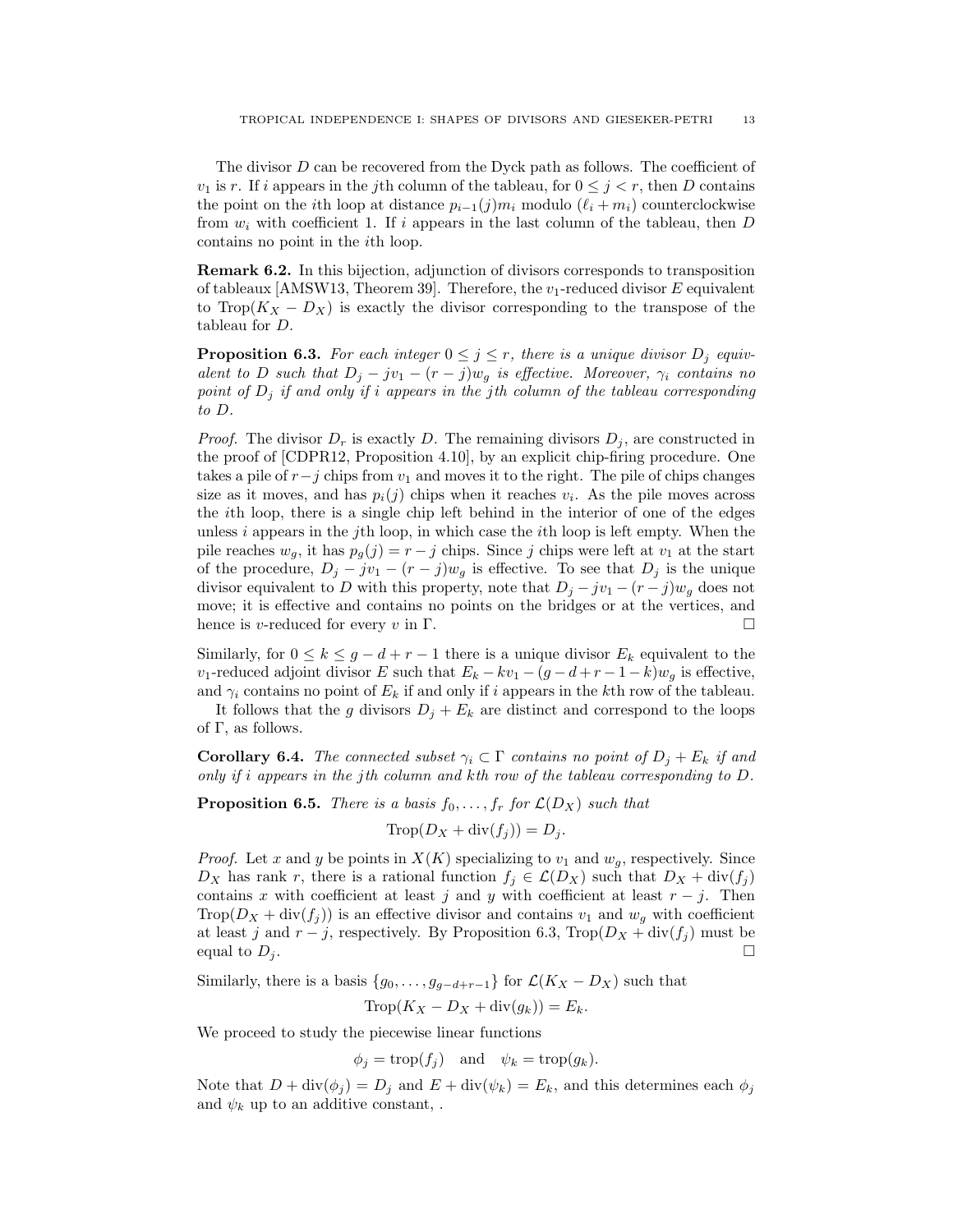The divisor $D$ can be recovered from the Dyck path as follows. The coefficient of $v_1$ is $r$. If $i$ appears in the $j$th column of the tableau, for $0 \leq j < r$, then $D$ contains the point on the $i$th loop at distance $p_{i-1}(j)m_i$ modulo $(\ell_i + m_i)$ counterclockwise from $w_i$ with coefficient 1. If $i$ appears in the last column of the tableau, then $D$ contains no point in the $i$th loop.

**Remark 6.2.** In this bijection, adjunction of divisors corresponds to transposition of tableaux [AMSW13, Theorem 39]. Therefore, the $v_1$-reduced divisor $E$ equivalent to $\mathrm{Trop}(K_X - D_X)$ is exactly the divisor corresponding to the transpose of the tableau for $D$.

**Proposition 6.3.** *For each integer $0 \leq j \leq r$, there is a unique divisor $D_j$ equivalent to $D$ such that $D_j - jv_1 - (r-j)w_g$ is effective. Moreover, $\gamma_i$ contains no point of $D_j$ if and only if $i$ appears in the $j$th column of the tableau corresponding to $D$.*

*Proof.* The divisor $D_r$ is exactly $D$. The remaining divisors $D_j$, are constructed in the proof of [CDPR12, Proposition 4.10], by an explicit chip-firing procedure. One takes a pile of $r-j$ chips from $v_1$ and moves it to the right. The pile of chips changes size as it moves, and has $p_i(j)$ chips when it reaches $v_i$. As the pile moves across the $i$th loop, there is a single chip left behind in the interior of one of the edges unless $i$ appears in the $j$th loop, in which case the $i$th loop is left empty. When the pile reaches $w_g$, it has $p_g(j) = r - j$ chips. Since $j$ chips were left at $v_1$ at the start of the procedure, $D_j - jv_1 - (r-j)w_g$ is effective. To see that $D_j$ is the unique divisor equivalent to $D$ with this property, note that $D_j - jv_1 - (r-j)w_g$ does not move; it is effective and contains no points on the bridges or at the vertices, and hence is $v$-reduced for every $v$ in $\Gamma$. $\square$

Similarly, for $0 \leq k \leq g-d+r-1$ there is a unique divisor $E_k$ equivalent to the $v_1$-reduced adjoint divisor $E$ such that $E_k - kv_1 - (g-d+r-1-k)w_g$ is effective, and $\gamma_i$ contains no point of $E_k$ if and only if $i$ appears in the $k$th row of the tableau.

It follows that the $g$ divisors $D_j + E_k$ are distinct and correspond to the loops of $\Gamma$, as follows.

**Corollary 6.4.** *The connected subset $\gamma_i \subset \Gamma$ contains no point of $D_j + E_k$ if and only if $i$ appears in the $j$th column and $k$th row of the tableau corresponding to $D$.*

**Proposition 6.5.** *There is a basis $f_0, \ldots, f_r$ for $\mathcal{L}(D_X)$ such that*

$$\mathrm{Trop}(D_X + \mathrm{div}(f_j)) = D_j.$$

*Proof.* Let $x$ and $y$ be points in $X(K)$ specializing to $v_1$ and $w_g$, respectively. Since $D_X$ has rank $r$, there is a rational function $f_j \in \mathcal{L}(D_X)$ such that $D_X + \mathrm{div}(f_j)$ contains $x$ with coefficient at least $j$ and $y$ with coefficient at least $r-j$. Then $\mathrm{Trop}(D_X + \mathrm{div}(f_j))$ is an effective divisor and contains $v_1$ and $w_g$ with coefficient at least $j$ and $r-j$, respectively. By Proposition 6.3, $\mathrm{Trop}(D_X + \mathrm{div}(f_j))$ must be equal to $D_j$. $\square$

Similarly, there is a basis $\{g_0, \ldots, g_{g-d+r-1}\}$ for $\mathcal{L}(K_X - D_X)$ such that

$$\mathrm{Trop}(K_X - D_X + \mathrm{div}(g_k)) = E_k.$$

We proceed to study the piecewise linear functions

$$\phi_j = \mathrm{trop}(f_j) \quad \text{and} \quad \psi_k = \mathrm{trop}(g_k).$$

Note that $D + \mathrm{div}(\phi_j) = D_j$ and $E + \mathrm{div}(\psi_k) = E_k$, and this determines each $\phi_j$ and $\psi_k$ up to an additive constant, .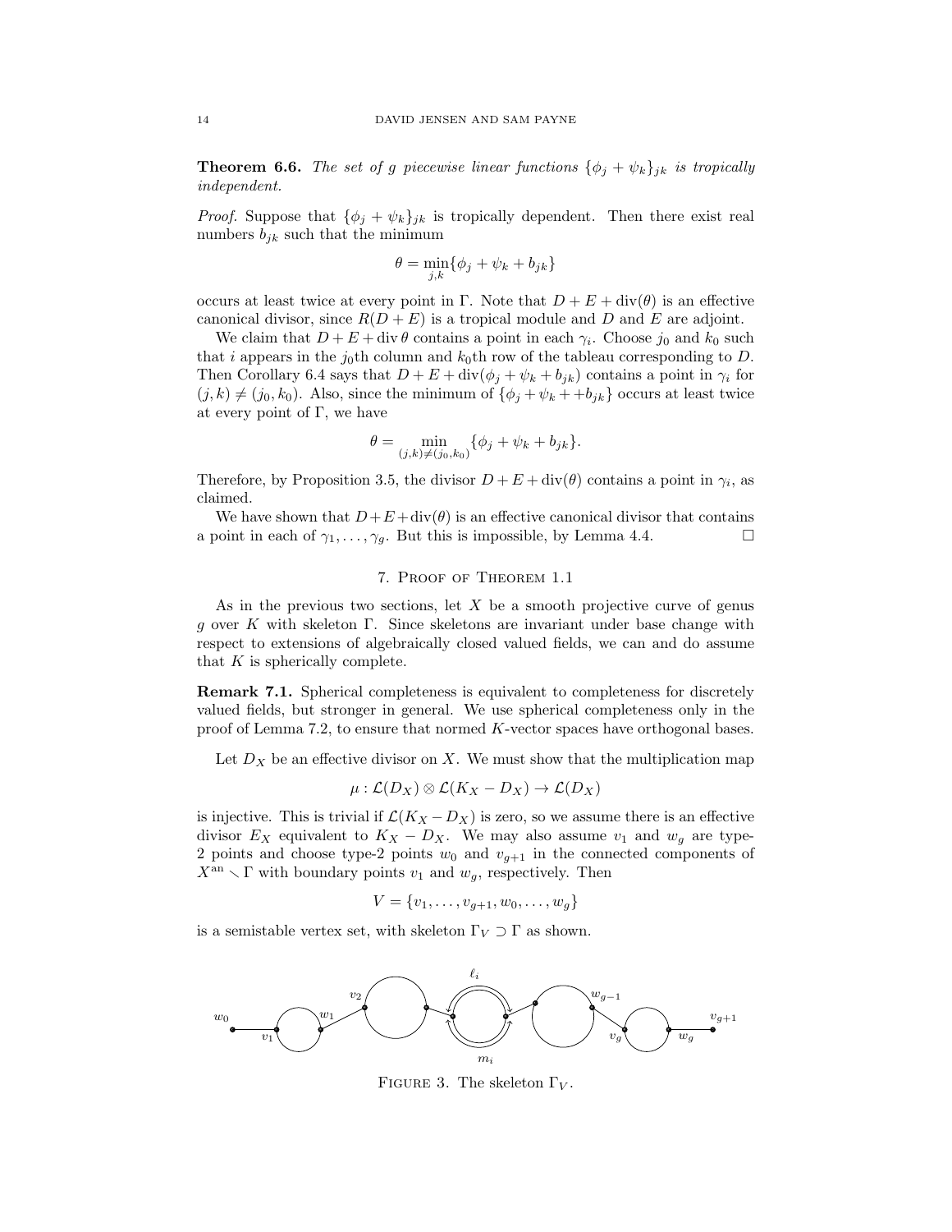**Theorem 6.6.** *The set of $g$ piecewise linear functions $\{\phi_j + \psi_k\}_{jk}$ is tropically independent.*

*Proof.* Suppose that $\{\phi_j + \psi_k\}_{jk}$ is tropically dependent. Then there exist real numbers $b_{jk}$ such that the minimum

$$\theta = \min_{j,k}\{\phi_j + \psi_k + b_{jk}\}$$

occurs at least twice at every point in $\Gamma$. Note that $D + E + \mathrm{div}(\theta)$ is an effective canonical divisor, since $R(D + E)$ is a tropical module and $D$ and $E$ are adjoint.

We claim that $D + E + \mathrm{div}\,\theta$ contains a point in each $\gamma_i$. Choose $j_0$ and $k_0$ such that $i$ appears in the $j_0$th column and $k_0$th row of the tableau corresponding to $D$. Then Corollary 6.4 says that $D + E + \mathrm{div}(\phi_j + \psi_k + b_{jk})$ contains a point in $\gamma_i$ for $(j, k) \neq (j_0, k_0)$. Also, since the minimum of $\{\phi_j + \psi_k + +b_{jk}\}$ occurs at least twice at every point of $\Gamma$, we have

$$\theta = \min_{(j,k)\neq(j_0,k_0)}\{\phi_j + \psi_k + b_{jk}\}.$$

Therefore, by Proposition 3.5, the divisor $D + E + \mathrm{div}(\theta)$ contains a point in $\gamma_i$, as claimed.

We have shown that $D+E+\mathrm{div}(\theta)$ is an effective canonical divisor that contains a point in each of $\gamma_1, \ldots, \gamma_g$. But this is impossible, by Lemma 4.4. $\square$

## 7. Proof of Theorem 1.1

As in the previous two sections, let $X$ be a smooth projective curve of genus $g$ over $K$ with skeleton $\Gamma$. Since skeletons are invariant under base change with respect to extensions of algebraically closed valued fields, we can and do assume that $K$ is spherically complete.

**Remark 7.1.** Spherical completeness is equivalent to completeness for discretely valued fields, but stronger in general. We use spherical completeness only in the proof of Lemma 7.2, to ensure that normed $K$-vector spaces have orthogonal bases.

Let $D_X$ be an effective divisor on $X$. We must show that the multiplication map

$$\mu : \mathcal{L}(D_X) \otimes \mathcal{L}(K_X - D_X) \to \mathcal{L}(D_X)$$

is injective. This is trivial if $\mathcal{L}(K_X - D_X)$ is zero, so we assume there is an effective divisor $E_X$ equivalent to $K_X - D_X$. We may also assume $v_1$ and $w_g$ are type-2 points and choose type-2 points $w_0$ and $v_{g+1}$ in the connected components of $X^{\mathrm{an}} \smallsetminus \Gamma$ with boundary points $v_1$ and $w_g$, respectively. Then

$$V = \{v_1, \ldots, v_{g+1}, w_0, \ldots, w_g\}$$

is a semistable vertex set, with skeleton $\Gamma_V \supset \Gamma$ as shown.

Figure 3. The skeleton $\Gamma_V$.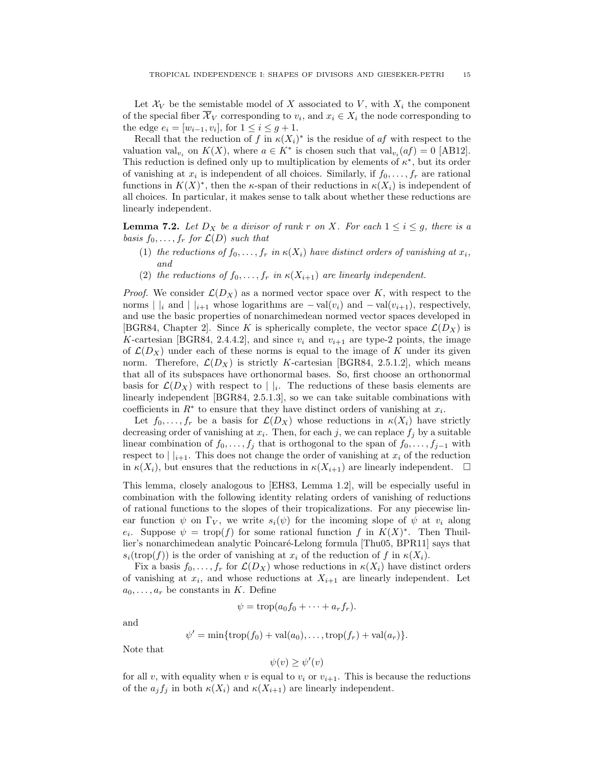Let $\mathcal{X}_V$ be the semistable model of $X$ associated to $V$, with $X_i$ the component of the special fiber $\overline{\mathcal{X}}_V$ corresponding to $v_i$, and $x_i \in X_i$ the node corresponding to the edge $e_i = [w_{i-1}, v_i]$, for $1 \leq i \leq g+1$.

Recall that the reduction of $f$ in $\kappa(X_i)^*$ is the residue of $af$ with respect to the valuation $\mathrm{val}_{v_i}$ on $K(X)$, where $a \in K^*$ is chosen such that $\mathrm{val}_{v_i}(af) = 0$ [AB12]. This reduction is defined only up to multiplication by elements of $\kappa^*$, but its order of vanishing at $x_i$ is independent of all choices. Similarly, if $f_0, \ldots, f_r$ are rational functions in $K(X)^*$, then the $\kappa$-span of their reductions in $\kappa(X_i)$ is independent of all choices. In particular, it makes sense to talk about whether these reductions are linearly independent.

**Lemma 7.2.** *Let $D_X$ be a divisor of rank $r$ on $X$. For each $1 \leq i \leq g$, there is a basis $f_0, \ldots, f_r$ for $\mathcal{L}(D)$ such that*

1. *the reductions of $f_0, \ldots, f_r$ in $\kappa(X_i)$ have distinct orders of vanishing at $x_i$, and*
2. *the reductions of $f_0, \ldots, f_r$ in $\kappa(X_{i+1})$ are linearly independent.*

*Proof.* We consider $\mathcal{L}(D_X)$ as a normed vector space over $K$, with respect to the norms $|\ |_i$ and $|\ |_{i+1}$ whose logarithms are $-\mathrm{val}(v_i)$ and $-\mathrm{val}(v_{i+1})$, respectively, and use the basic properties of nonarchimedean normed vector spaces developed in [BGR84, Chapter 2]. Since $K$ is spherically complete, the vector space $\mathcal{L}(D_X)$ is $K$-cartesian [BGR84, 2.4.4.2], and since $v_i$ and $v_{i+1}$ are type-2 points, the image of $\mathcal{L}(D_X)$ under each of these norms is equal to the image of $K$ under its given norm. Therefore, $\mathcal{L}(D_X)$ is strictly $K$-cartesian [BGR84, 2.5.1.2], which means that all of its subspaces have orthonormal bases. So, first choose an orthonormal basis for $\mathcal{L}(D_X)$ with respect to $|\ |_i$. The reductions of these basis elements are linearly independent [BGR84, 2.5.1.3], so we can take suitable combinations with coefficients in $R^*$ to ensure that they have distinct orders of vanishing at $x_i$.

Let $f_0, \ldots, f_r$ be a basis for $\mathcal{L}(D_X)$ whose reductions in $\kappa(X_i)$ have strictly decreasing order of vanishing at $x_i$. Then, for each $j$, we can replace $f_j$ by a suitable linear combination of $f_0, \ldots, f_j$ that is orthogonal to the span of $f_0, \ldots, f_{j-1}$ with respect to $|\ |_{i+1}$. This does not change the order of vanishing at $x_i$ of the reduction in $\kappa(X_i)$, but ensures that the reductions in $\kappa(X_{i+1})$ are linearly independent. $\square$

This lemma, closely analogous to [EH83, Lemma 1.2], will be especially useful in combination with the following identity relating orders of vanishing of reductions of rational functions to the slopes of their tropicalizations. For any piecewise linear function $\psi$ on $\Gamma_V$, we write $s_i(\psi)$ for the incoming slope of $\psi$ at $v_i$ along $e_i$. Suppose $\psi = \mathrm{trop}(f)$ for some rational function $f$ in $K(X)^*$. Then Thuillier's nonarchimedean analytic Poincaré-Lelong formula [Thu05, BPR11] says that $s_i(\mathrm{trop}(f))$ is the order of vanishing at $x_i$ of the reduction of $f$ in $\kappa(X_i)$.

Fix a basis $f_0, \ldots, f_r$ for $\mathcal{L}(D_X)$ whose reductions in $\kappa(X_i)$ have distinct orders of vanishing at $x_i$, and whose reductions at $X_{i+1}$ are linearly independent. Let $a_0, \ldots, a_r$ be constants in $K$. Define

$$\psi = \mathrm{trop}(a_0 f_0 + \cdots + a_r f_r).$$

and

$$\psi' = \min\{\mathrm{trop}(f_0) + \mathrm{val}(a_0), \ldots, \mathrm{trop}(f_r) + \mathrm{val}(a_r)\}.$$

Note that

$$\psi(v) \geq \psi'(v)$$

for all $v$, with equality when $v$ is equal to $v_i$ or $v_{i+1}$. This is because the reductions of the $a_j f_j$ in both $\kappa(X_i)$ and $\kappa(X_{i+1})$ are linearly independent.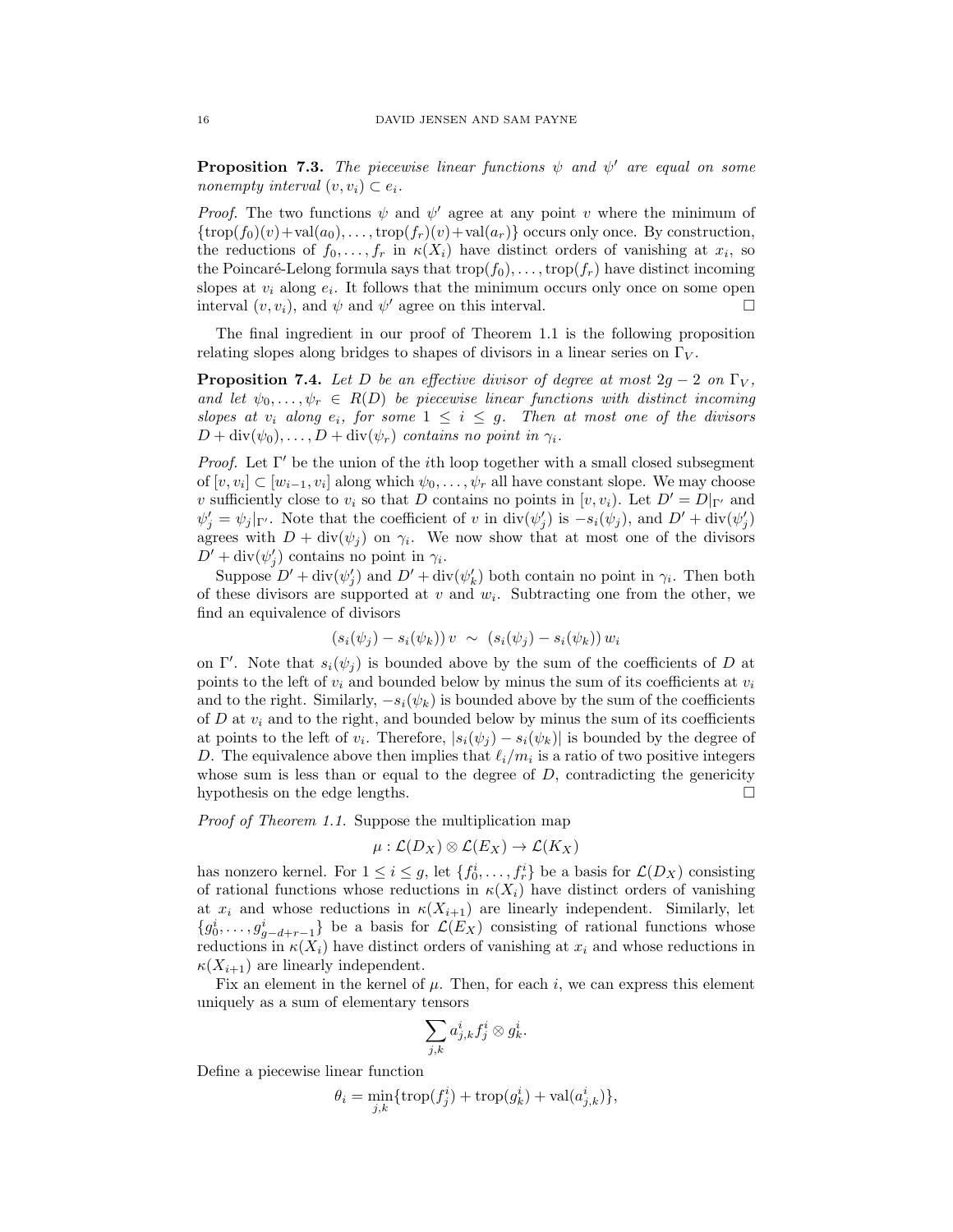**Proposition 7.3.** *The piecewise linear functions $\psi$ and $\psi'$ are equal on some nonempty interval $(v, v_i) \subset e_i$.*

*Proof.* The two functions $\psi$ and $\psi'$ agree at any point $v$ where the minimum of $\{\mathrm{trop}(f_0)(v)+\mathrm{val}(a_0), \ldots, \mathrm{trop}(f_r)(v)+\mathrm{val}(a_r)\}$ occurs only once. By construction, the reductions of $f_0, \ldots, f_r$ in $\kappa(X_i)$ have distinct orders of vanishing at $x_i$, so the Poincaré-Lelong formula says that $\mathrm{trop}(f_0), \ldots, \mathrm{trop}(f_r)$ have distinct incoming slopes at $v_i$ along $e_i$. It follows that the minimum occurs only once on some open interval $(v, v_i)$, and $\psi$ and $\psi'$ agree on this interval. □

The final ingredient in our proof of Theorem 1.1 is the following proposition relating slopes along bridges to shapes of divisors in a linear series on $\Gamma_V$.

**Proposition 7.4.** *Let $D$ be an effective divisor of degree at most $2g-2$ on $\Gamma_V$, and let $\psi_0, \ldots, \psi_r \in R(D)$ be piecewise linear functions with distinct incoming slopes at $v_i$ along $e_i$, for some $1 \leq i \leq g$. Then at most one of the divisors $D + \mathrm{div}(\psi_0), \ldots, D + \mathrm{div}(\psi_r)$ contains no point in $\gamma_i$.*

*Proof.* Let $\Gamma'$ be the union of the $i$th loop together with a small closed subsegment of $[v, v_i] \subset [w_{i-1}, v_i]$ along which $\psi_0, \ldots, \psi_r$ all have constant slope. We may choose $v$ sufficiently close to $v_i$ so that $D$ contains no points in $[v, v_i)$. Let $D' = D|_{\Gamma'}$ and $\psi'_j = \psi_j|_{\Gamma'}$. Note that the coefficient of $v$ in $\mathrm{div}(\psi'_j)$ is $-s_i(\psi_j)$, and $D' + \mathrm{div}(\psi'_j)$ agrees with $D + \mathrm{div}(\psi_j)$ on $\gamma_i$. We now show that at most one of the divisors $D' + \mathrm{div}(\psi'_j)$ contains no point in $\gamma_i$.

Suppose $D' + \mathrm{div}(\psi'_j)$ and $D' + \mathrm{div}(\psi'_k)$ both contain no point in $\gamma_i$. Then both of these divisors are supported at $v$ and $w_i$. Subtracting one from the other, we find an equivalence of divisors

$$(s_i(\psi_j) - s_i(\psi_k))\, v \ \sim \ (s_i(\psi_j) - s_i(\psi_k))\, w_i$$

on $\Gamma'$. Note that $s_i(\psi_j)$ is bounded above by the sum of the coefficients of $D$ at points to the left of $v_i$ and bounded below by minus the sum of its coefficients at $v_i$ and to the right. Similarly, $-s_i(\psi_k)$ is bounded above by the sum of the coefficients of $D$ at $v_i$ and to the right, and bounded below by minus the sum of its coefficients at points to the left of $v_i$. Therefore, $|s_i(\psi_j) - s_i(\psi_k)|$ is bounded by the degree of $D$. The equivalence above then implies that $\ell_i/m_i$ is a ratio of two positive integers whose sum is less than or equal to the degree of $D$, contradicting the genericity hypothesis on the edge lengths. □

*Proof of Theorem 1.1.* Suppose the multiplication map

$$\mu : \mathcal{L}(D_X) \otimes \mathcal{L}(E_X) \to \mathcal{L}(K_X)$$

has nonzero kernel. For $1 \leq i \leq g$, let $\{f_0^i, \ldots, f_r^i\}$ be a basis for $\mathcal{L}(D_X)$ consisting of rational functions whose reductions in $\kappa(X_i)$ have distinct orders of vanishing at $x_i$ and whose reductions in $\kappa(X_{i+1})$ are linearly independent. Similarly, let $\{g_0^i, \ldots, g_{g-d+r-1}^i\}$ be a basis for $\mathcal{L}(E_X)$ consisting of rational functions whose reductions in $\kappa(X_i)$ have distinct orders of vanishing at $x_i$ and whose reductions in $\kappa(X_{i+1})$ are linearly independent.

Fix an element in the kernel of $\mu$. Then, for each $i$, we can express this element uniquely as a sum of elementary tensors

$$\sum_{j,k} a_{j,k}^i f_j^i \otimes g_k^i.$$

Define a piecewise linear function

$$\theta_i = \min_{j,k}\{\mathrm{trop}(f_j^i) + \mathrm{trop}(g_k^i) + \mathrm{val}(a_{j,k}^i)\},$$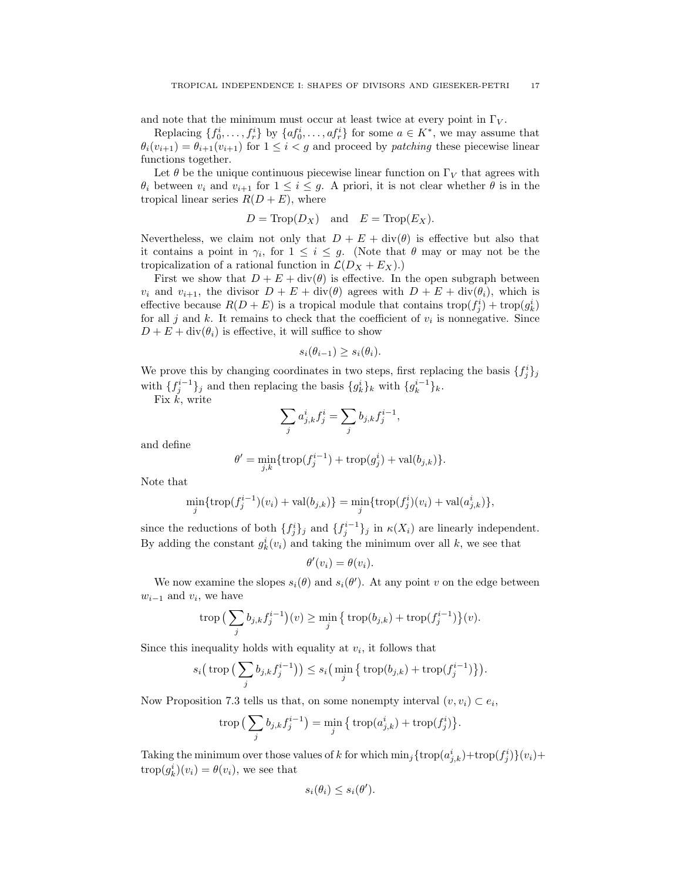and note that the minimum must occur at least twice at every point in $\Gamma_V$.

Replacing $\{f_0^i, \ldots, f_r^i\}$ by $\{af_0^i, \ldots, af_r^i\}$ for some $a \in K^*$, we may assume that $\theta_i(v_{i+1}) = \theta_{i+1}(v_{i+1})$ for $1 \leq i < g$ and proceed by *patching* these piecewise linear functions together.

Let $\theta$ be the unique continuous piecewise linear function on $\Gamma_V$ that agrees with $\theta_i$ between $v_i$ and $v_{i+1}$ for $1 \leq i \leq g$. A priori, it is not clear whether $\theta$ is in the tropical linear series $R(D+E)$, where

$$D = \mathrm{Trop}(D_X) \quad \text{and} \quad E = \mathrm{Trop}(E_X).$$

Nevertheless, we claim not only that $D + E + \mathrm{div}(\theta)$ is effective but also that it contains a point in $\gamma_i$, for $1 \leq i \leq g$. (Note that $\theta$ may or may not be the tropicalization of a rational function in $\mathcal{L}(D_X + E_X)$.)

First we show that $D + E + \mathrm{div}(\theta)$ is effective. In the open subgraph between $v_i$ and $v_{i+1}$, the divisor $D + E + \mathrm{div}(\theta)$ agrees with $D + E + \mathrm{div}(\theta_i)$, which is effective because $R(D+E)$ is a tropical module that contains $\mathrm{trop}(f_j^i) + \mathrm{trop}(g_k^i)$ for all $j$ and $k$. It remains to check that the coefficient of $v_i$ is nonnegative. Since $D + E + \mathrm{div}(\theta_i)$ is effective, it will suffice to show

$$s_i(\theta_{i-1}) \geq s_i(\theta_i).$$

We prove this by changing coordinates in two steps, first replacing the basis $\{f_j^i\}_j$ with $\{f_j^{i-1}\}_j$ and then replacing the basis $\{g_k^i\}_k$ with $\{g_k^{i-1}\}_k$.

Fix $k$, write

$$\sum_j a_{j,k}^i f_j^i = \sum_j b_{j,k} f_j^{i-1},$$

and define

$$\theta' = \min_{j,k}\{\mathrm{trop}(f_j^{i-1}) + \mathrm{trop}(g_j^i) + \mathrm{val}(b_{j,k})\}.$$

Note that

$$\min_j\{\mathrm{trop}(f_j^{i-1})(v_i) + \mathrm{val}(b_{j,k})\} = \min_j\{\mathrm{trop}(f_j^i)(v_i) + \mathrm{val}(a_{j,k}^i)\},$$

since the reductions of both $\{f_j^i\}_j$ and $\{f_j^{i-1}\}_j$ in $\kappa(X_i)$ are linearly independent. By adding the constant $g_k^i(v_i)$ and taking the minimum over all $k$, we see that

$$\theta'(v_i) = \theta(v_i).$$

We now examine the slopes $s_i(\theta)$ and $s_i(\theta')$. At any point $v$ on the edge between $w_{i-1}$ and $v_i$, we have

$$\mathrm{trop}\big(\sum_j b_{j,k} f_j^{i-1}\big)(v) \geq \min_j \big\{\, \mathrm{trop}(b_{j,k}) + \mathrm{trop}(f_j^{i-1})\big\}(v).$$

Since this inequality holds with equality at $v_i$, it follows that

$$s_i\big(\,\mathrm{trop}\big(\sum_j b_{j,k} f_j^{i-1}\big)\big) \leq s_i\big(\min_j \big\{\, \mathrm{trop}(b_{j,k}) + \mathrm{trop}(f_j^{i-1})\big\}\big).$$

Now Proposition 7.3 tells us that, on some nonempty interval $(v, v_i) \subset e_i$,

$$\mathrm{trop}\big(\sum_j b_{j,k} f_j^{i-1}\big) = \min_j \big\{\, \mathrm{trop}(a_{j,k}^i) + \mathrm{trop}(f_j^i)\big\}.$$

Taking the minimum over those values of $k$ for which $\min_j\{\mathrm{trop}(a_{j,k}^i) + \mathrm{trop}(f_j^i)\}(v_i) + \mathrm{trop}(g_k^i)(v_i) = \theta(v_i)$, we see that

$$s_i(\theta_i) \leq s_i(\theta').$$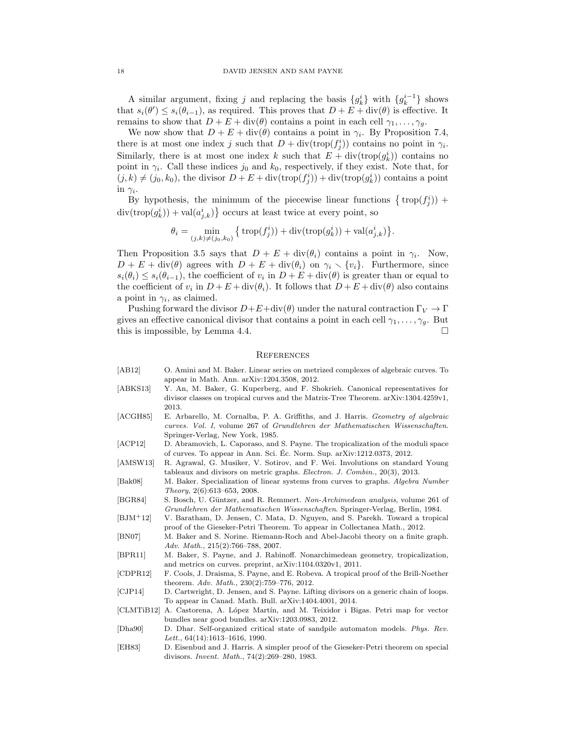A similar argument, fixing $j$ and replacing the basis $\{g_k^i\}$ with $\{g_k^{i-1}\}$ shows that $s_i(\theta') \leq s_i(\theta_{i-1})$, as required. This proves that $D + E + \mathrm{div}(\theta)$ is effective. It remains to show that $D + E + \mathrm{div}(\theta)$ contains a point in each cell $\gamma_1, \ldots, \gamma_g$.

We now show that $D + E + \mathrm{div}(\theta)$ contains a point in $\gamma_i$. By Proposition 7.4, there is at most one index $j$ such that $D + \mathrm{div}(\mathrm{trop}(f_j^i))$ contains no point in $\gamma_i$. Similarly, there is at most one index $k$ such that $E + \mathrm{div}(\mathrm{trop}(g_k^i))$ contains no point in $\gamma_i$. Call these indices $j_0$ and $k_0$, respectively, if they exist. Note that, for $(j,k) \neq (j_0, k_0)$, the divisor $D + E + \mathrm{div}(\mathrm{trop}(f_j^i)) + \mathrm{div}(\mathrm{trop}(g_k^i))$ contains a point in $\gamma_i$.

By hypothesis, the minimum of the piecewise linear functions $\{\, \mathrm{trop}(f_j^i)) + \mathrm{div}(\mathrm{trop}(g_k^i)) + \mathrm{val}(a_{j,k}^i) \}$ occurs at least twice at every point, so

$$\theta_i = \min_{(j,k) \neq (j_0,k_0)} \{\, \mathrm{trop}(f_j^i)) + \mathrm{div}(\mathrm{trop}(g_k^i)) + \mathrm{val}(a_{j,k}^i) \}.$$

Then Proposition 3.5 says that $D + E + \mathrm{div}(\theta_i)$ contains a point in $\gamma_i$. Now, $D + E + \mathrm{div}(\theta)$ agrees with $D + E + \mathrm{div}(\theta_i)$ on $\gamma_i \smallsetminus \{v_i\}$. Furthermore, since $s_i(\theta_i) \leq s_i(\theta_{i-1})$, the coefficient of $v_i$ in $D + E + \mathrm{div}(\theta)$ is greater than or equal to the coefficient of $v_i$ in $D + E + \mathrm{div}(\theta_i)$. It follows that $D + E + \mathrm{div}(\theta)$ also contains a point in $\gamma_i$, as claimed.

Pushing forward the divisor $D + E + \mathrm{div}(\theta)$ under the natural contraction $\Gamma_V \to \Gamma$ gives an effective canonical divisor that contains a point in each cell $\gamma_1, \ldots, \gamma_g$. But this is impossible, by Lemma 4.4. $\square$

## References

[AB12] O. Amini and M. Baker. Linear series on metrized complexes of algebraic curves. To appear in Math. Ann. arXiv:1204.3508, 2012.

[ABKS13] Y. An, M. Baker, G. Kuperberg, and F. Shokrieh. Canonical representatives for divisor classes on tropical curves and the Matrix-Tree Theorem. arXiv:1304.4259v1, 2013.

[ACGH85] E. Arbarello, M. Cornalba, P. A. Griffiths, and J. Harris. *Geometry of algebraic curves. Vol. I*, volume 267 of *Grundlehren der Mathematischen Wissenschaften*. Springer-Verlag, New York, 1985.

[ACP12] D. Abramovich, L. Caporaso, and S. Payne. The tropicalization of the moduli space of curves. To appear in Ann. Sci. Éc. Norm. Sup. arXiv:1212.0373, 2012.

[AMSW13] R. Agrawal, G. Musiker, V. Sotirov, and F. Wei. Involutions on standard Young tableaux and divisors on metric graphs. *Electron. J. Combin.*, 20(3), 2013.

[Bak08] M. Baker. Specialization of linear systems from curves to graphs. *Algebra Number Theory*, 2(6):613–653, 2008.

[BGR84] S. Bosch, U. Güntzer, and R. Remmert. *Non-Archimedean analysis*, volume 261 of *Grundlehren der Mathematischen Wissenschaften*. Springer-Verlag, Berlin, 1984.

[BJM+12] V. Baratham, D. Jensen, C. Mata, D. Nguyen, and S. Parekh. Toward a tropical proof of the Gieseker-Petri Theorem. To appear in Collectanea Math., 2012.

[BN07] M. Baker and S. Norine. Riemann-Roch and Abel-Jacobi theory on a finite graph. *Adv. Math.*, 215(2):766–788, 2007.

[BPR11] M. Baker, S. Payne, and J. Rabinoff. Nonarchimedean geometry, tropicalization, and metrics on curves. preprint, arXiv:1104.0320v1, 2011.

[CDPR12] F. Cools, J. Draisma, S. Payne, and E. Robeva. A tropical proof of the Brill-Noether theorem. *Adv. Math.*, 230(2):759–776, 2012.

[CJP14] D. Cartwright, D. Jensen, and S. Payne. Lifting divisors on a generic chain of loops. To appear in Canad. Math. Bull. arXiv:1404.4001, 2014.

[CLMTiB12] A. Castorena, A. López Martín, and M. Teixidor i Bigas. Petri map for vector bundles near good bundles. arXiv:1203.0983, 2012.

[Dha90] D. Dhar. Self-organized critical state of sandpile automaton models. *Phys. Rev. Lett.*, 64(14):1613–1616, 1990.

[EH83] D. Eisenbud and J. Harris. A simpler proof of the Gieseker-Petri theorem on special divisors. *Invent. Math.*, 74(2):269–280, 1983.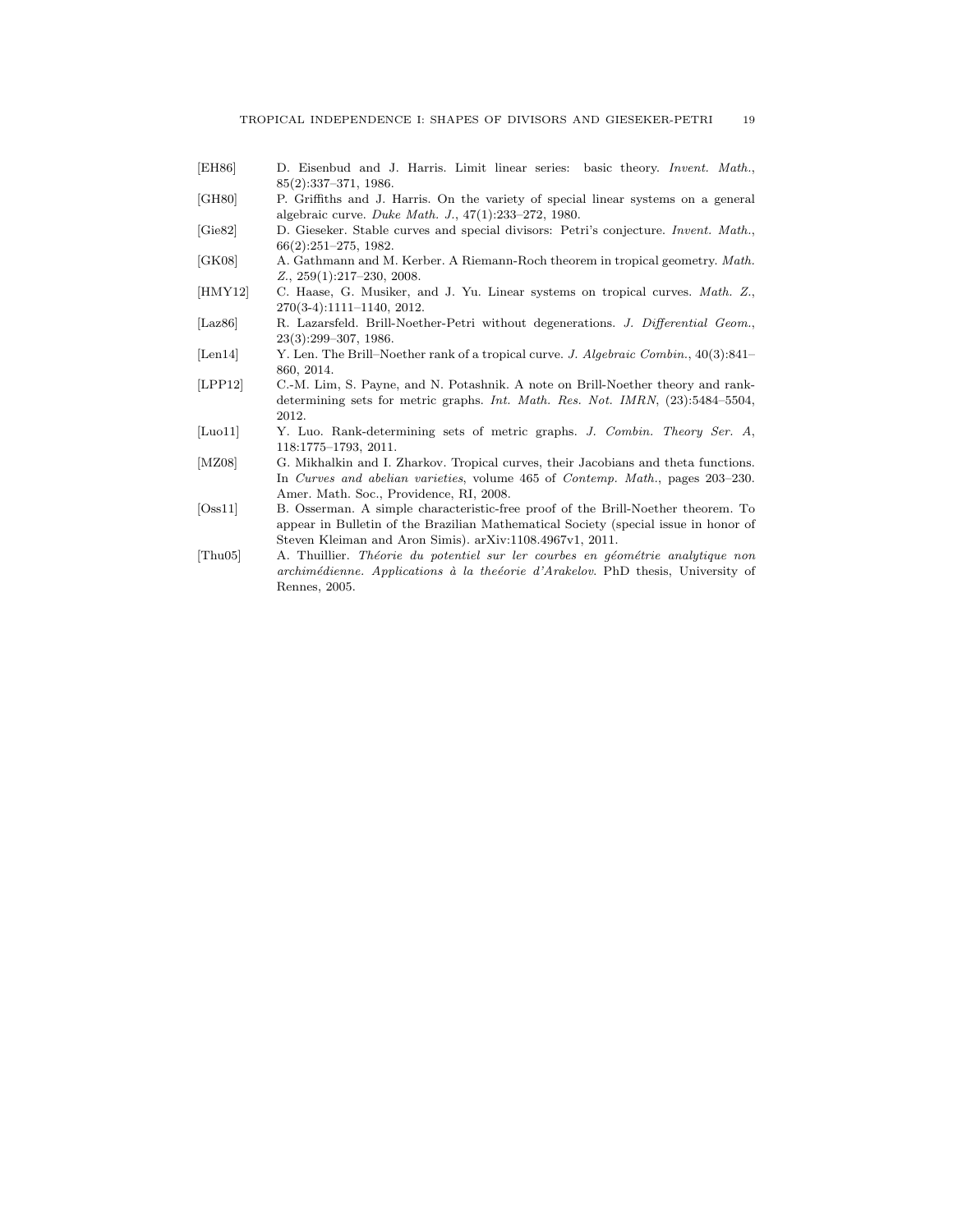[EH86] D. Eisenbud and J. Harris. Limit linear series: basic theory. *Invent. Math.*, 85(2):337–371, 1986.

[GH80] P. Griffiths and J. Harris. On the variety of special linear systems on a general algebraic curve. *Duke Math. J.*, 47(1):233–272, 1980.

[Gie82] D. Gieseker. Stable curves and special divisors: Petri's conjecture. *Invent. Math.*, 66(2):251–275, 1982.

[GK08] A. Gathmann and M. Kerber. A Riemann-Roch theorem in tropical geometry. *Math. Z.*, 259(1):217–230, 2008.

[HMY12] C. Haase, G. Musiker, and J. Yu. Linear systems on tropical curves. *Math. Z.*, 270(3-4):1111–1140, 2012.

[Laz86] R. Lazarsfeld. Brill-Noether-Petri without degenerations. *J. Differential Geom.*, 23(3):299–307, 1986.

[Len14] Y. Len. The Brill–Noether rank of a tropical curve. *J. Algebraic Combin.*, 40(3):841–860, 2014.

[LPP12] C.-M. Lim, S. Payne, and N. Potashnik. A note on Brill-Noether theory and rank-determining sets for metric graphs. *Int. Math. Res. Not. IMRN*, (23):5484–5504, 2012.

[Luo11] Y. Luo. Rank-determining sets of metric graphs. *J. Combin. Theory Ser. A*, 118:1775–1793, 2011.

[MZ08] G. Mikhalkin and I. Zharkov. Tropical curves, their Jacobians and theta functions. In *Curves and abelian varieties*, volume 465 of *Contemp. Math.*, pages 203–230. Amer. Math. Soc., Providence, RI, 2008.

[Oss11] B. Osserman. A simple characteristic-free proof of the Brill-Noether theorem. To appear in Bulletin of the Brazilian Mathematical Society (special issue in honor of Steven Kleiman and Aron Simis). arXiv:1108.4967v1, 2011.

[Thu05] A. Thuillier. *Théorie du potentiel sur ler courbes en géométrie analytique non archimédienne. Applications à la theéorie d'Arakelov*. PhD thesis, University of Rennes, 2005.